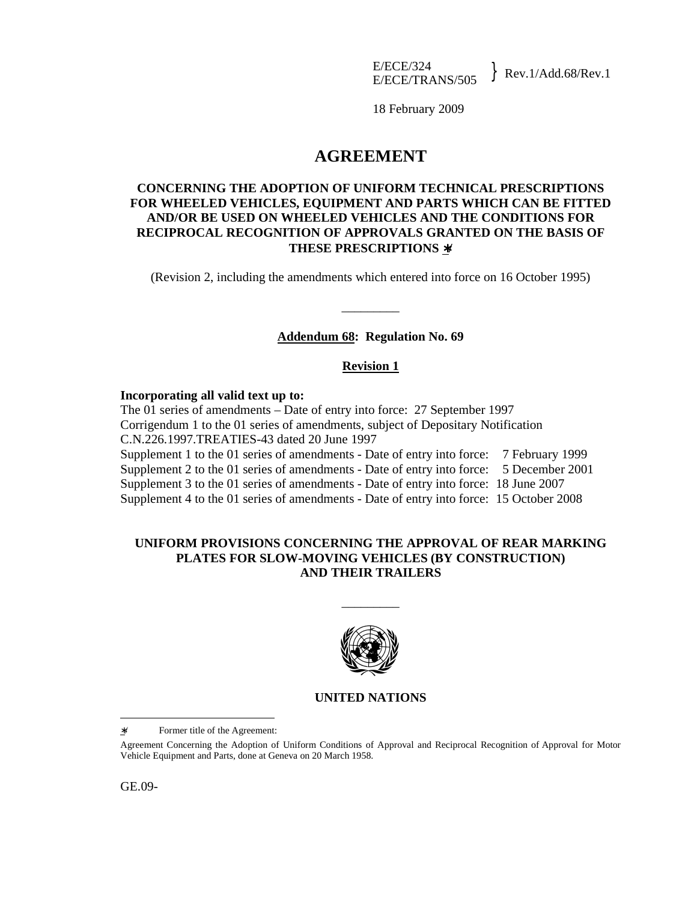E/ECE/324
E/ECE/TRANS/505 } Rev.1/Add.68/Rev.1

18 February 2009

# AGREEMENT

## CONCERNING THE ADOPTION OF UNIFORM TECHNICAL PRESCRIPTIONS FOR WHEELED VEHICLES, EQUIPMENT AND PARTS WHICH CAN BE FITTED AND/OR BE USED ON WHEELED VEHICLES AND THE CONDITIONS FOR RECIPROCAL RECOGNITION OF APPROVALS GRANTED ON THE BASIS OF THESE PRESCRIPTIONS */

(Revision 2, including the amendments which entered into force on 16 October 1995)

_________

**Addendum 68: Regulation No. 69**

**Revision 1**

**Incorporating all valid text up to:**

The 01 series of amendments – Date of entry into force: 27 September 1997
Corrigendum 1 to the 01 series of amendments, subject of Depositary Notification C.N.226.1997.TREATIES-43 dated 20 June 1997
Supplement 1 to the 01 series of amendments - Date of entry into force: 7 February 1999
Supplement 2 to the 01 series of amendments - Date of entry into force: 5 December 2001
Supplement 3 to the 01 series of amendments - Date of entry into force: 18 June 2007
Supplement 4 to the 01 series of amendments - Date of entry into force: 15 October 2008

## UNIFORM PROVISIONS CONCERNING THE APPROVAL OF REAR MARKING PLATES FOR SLOW-MOVING VEHICLES (BY CONSTRUCTION) AND THEIR TRAILERS

_________

**UNITED NATIONS**

*/ Former title of the Agreement:

Agreement Concerning the Adoption of Uniform Conditions of Approval and Reciprocal Recognition of Approval for Motor Vehicle Equipment and Parts, done at Geneva on 20 March 1958.

GE.09-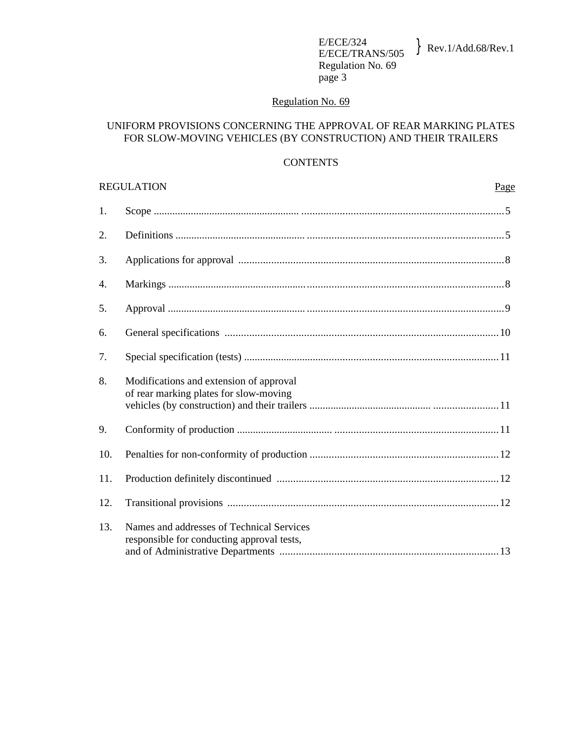# Regulation No. 69

## UNIFORM PROVISIONS CONCERNING THE APPROVAL OF REAR MARKING PLATES FOR SLOW-MOVING VEHICLES (BY CONSTRUCTION) AND THEIR TRAILERS

### CONTENTS

| REGULATION | | Page |
|---|---|---|
| 1. | Scope | 5 |
| 2. | Definitions | 5 |
| 3. | Applications for approval | 8 |
| 4. | Markings | 8 |
| 5. | Approval | 9 |
| 6. | General specifications | 10 |
| 7. | Special specification (tests) | 11 |
| 8. | Modifications and extension of approval of rear marking plates for slow-moving vehicles (by construction) and their trailers | 11 |
| 9. | Conformity of production | 11 |
| 10. | Penalties for non-conformity of production | 12 |
| 11. | Production definitely discontinued | 12 |
| 12. | Transitional provisions | 12 |
| 13. | Names and addresses of Technical Services responsible for conducting approval tests, and of Administrative Departments | 13 |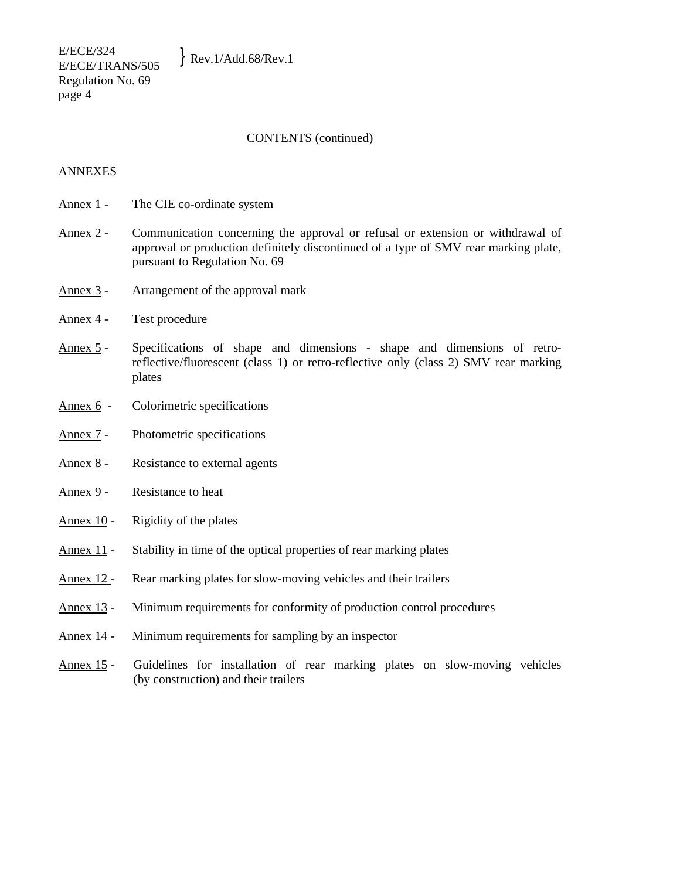CONTENTS (continued)

ANNEXES

Annex 1 - The CIE co-ordinate system

Annex 2 - Communication concerning the approval or refusal or extension or withdrawal of approval or production definitely discontinued of a type of SMV rear marking plate, pursuant to Regulation No. 69

Annex 3 - Arrangement of the approval mark

Annex 4 - Test procedure

Annex 5 - Specifications of shape and dimensions - shape and dimensions of retro-reflective/fluorescent (class 1) or retro-reflective only (class 2) SMV rear marking plates

Annex 6 - Colorimetric specifications

Annex 7 - Photometric specifications

Annex 8 - Resistance to external agents

Annex 9 - Resistance to heat

Annex 10 - Rigidity of the plates

Annex 11 - Stability in time of the optical properties of rear marking plates

Annex 12 - Rear marking plates for slow-moving vehicles and their trailers

Annex 13 - Minimum requirements for conformity of production control procedures

Annex 14 - Minimum requirements for sampling by an inspector

Annex 15 - Guidelines for installation of rear marking plates on slow-moving vehicles (by construction) and their trailers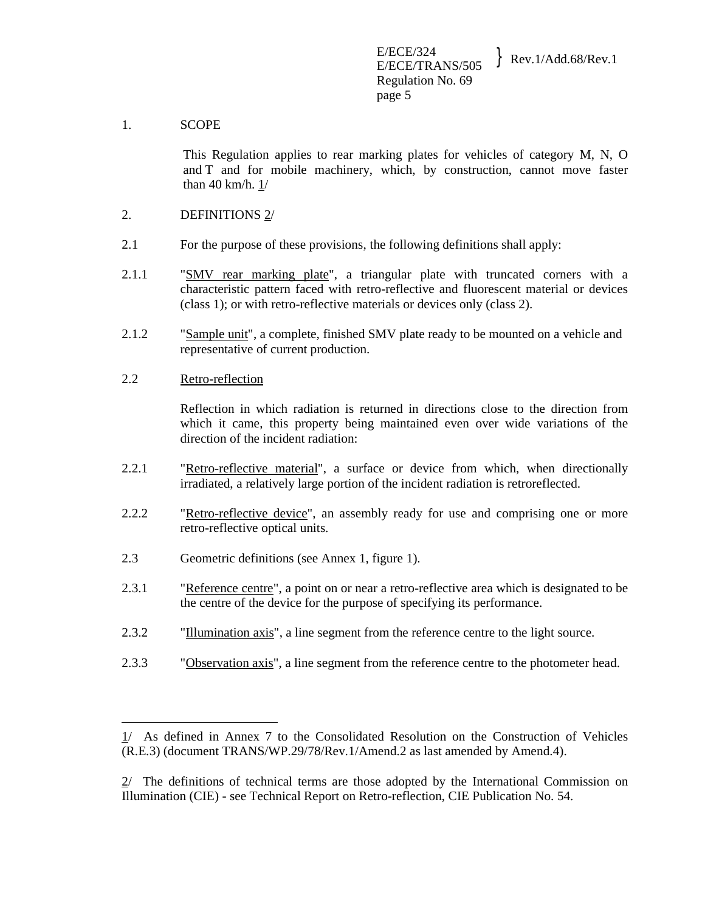## 1. SCOPE

This Regulation applies to rear marking plates for vehicles of category M, N, O and T and for mobile machinery, which, by construction, cannot move faster than 40 km/h. [1]

## 2. DEFINITIONS [2]

2.1 For the purpose of these provisions, the following definitions shall apply:

2.1.1 "SMV rear marking plate", a triangular plate with truncated corners with a characteristic pattern faced with retro-reflective and fluorescent material or devices (class 1); or with retro-reflective materials or devices only (class 2).

2.1.2 "Sample unit", a complete, finished SMV plate ready to be mounted on a vehicle and representative of current production.

2.2 Retro-reflection

Reflection in which radiation is returned in directions close to the direction from which it came, this property being maintained even over wide variations of the direction of the incident radiation:

2.2.1 "Retro-reflective material", a surface or device from which, when directionally irradiated, a relatively large portion of the incident radiation is retroreflected.

2.2.2 "Retro-reflective device", an assembly ready for use and comprising one or more retro-reflective optical units.

2.3 Geometric definitions (see Annex 1, figure 1).

2.3.1 "Reference centre", a point on or near a retro-reflective area which is designated to be the centre of the device for the purpose of specifying its performance.

2.3.2 "Illumination axis", a line segment from the reference centre to the light source.

2.3.3 "Observation axis", a line segment from the reference centre to the photometer head.

---

1/ As defined in Annex 7 to the Consolidated Resolution on the Construction of Vehicles (R.E.3) (document TRANS/WP.29/78/Rev.1/Amend.2 as last amended by Amend.4).

2/ The definitions of technical terms are those adopted by the International Commission on Illumination (CIE) - see Technical Report on Retro-reflection, CIE Publication No. 54.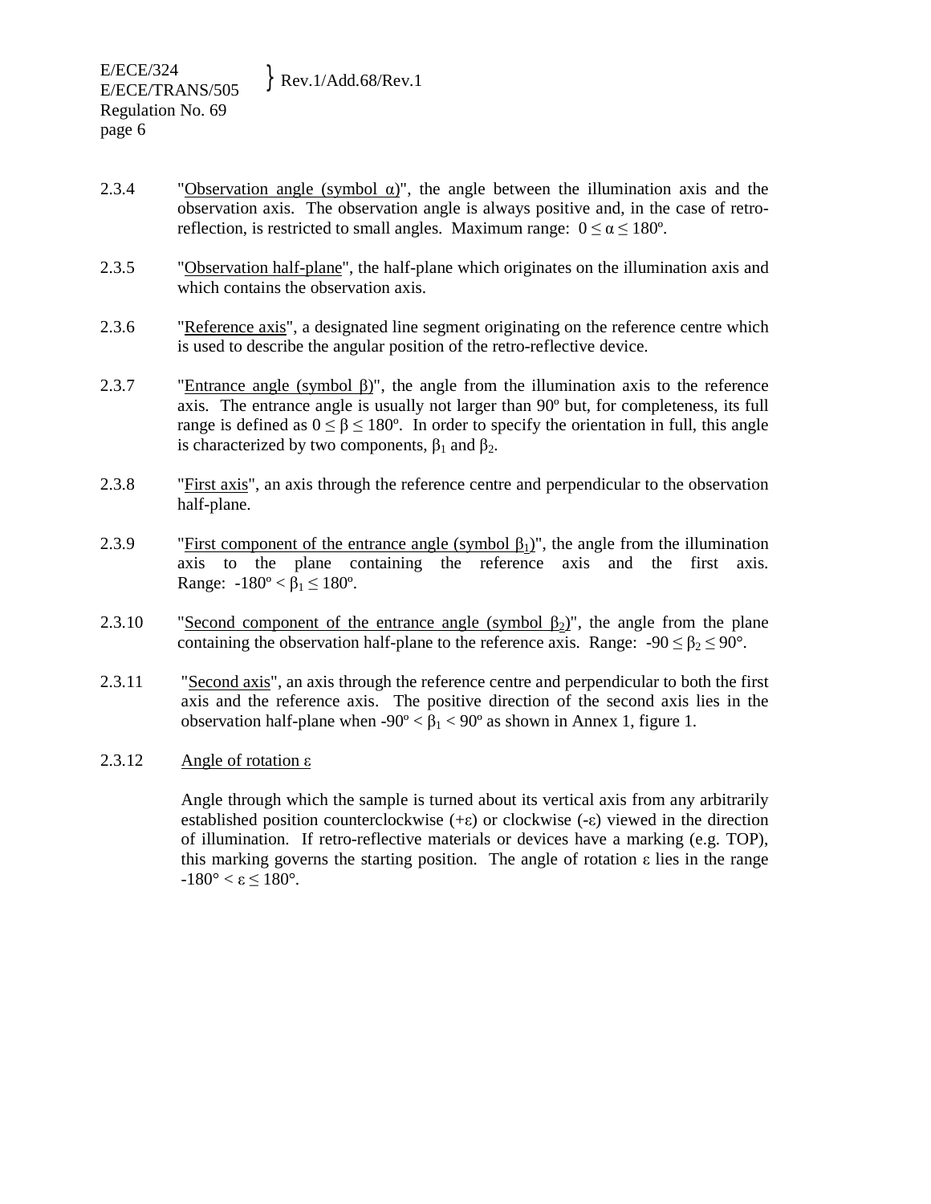2.3.4 "Observation angle (symbol $\alpha$)", the angle between the illumination axis and the observation axis. The observation angle is always positive and, in the case of retro-reflection, is restricted to small angles. Maximum range: $0 \leq \alpha \leq 180°$.

2.3.5 "Observation half-plane", the half-plane which originates on the illumination axis and which contains the observation axis.

2.3.6 "Reference axis", a designated line segment originating on the reference centre which is used to describe the angular position of the retro-reflective device.

2.3.7 "Entrance angle (symbol $\beta$)", the angle from the illumination axis to the reference axis. The entrance angle is usually not larger than 90º but, for completeness, its full range is defined as $0 \leq \beta \leq 180°$. In order to specify the orientation in full, this angle is characterized by two components, $\beta_1$ and $\beta_2$.

2.3.8 "First axis", an axis through the reference centre and perpendicular to the observation half-plane.

2.3.9 "First component of the entrance angle (symbol $\beta_1$)", the angle from the illumination axis to the plane containing the reference axis and the first axis. Range: $-180° < \beta_1 \leq 180°$.

2.3.10 "Second component of the entrance angle (symbol $\beta_2$)", the angle from the plane containing the observation half-plane to the reference axis. Range: $-90 \leq \beta_2 \leq 90°$.

2.3.11 "Second axis", an axis through the reference centre and perpendicular to both the first axis and the reference axis. The positive direction of the second axis lies in the observation half-plane when $-90° < \beta_1 < 90°$ as shown in Annex 1, figure 1.

2.3.12 Angle of rotation $\varepsilon$

Angle through which the sample is turned about its vertical axis from any arbitrarily established position counterclockwise ($+\varepsilon$) or clockwise ($-\varepsilon$) viewed in the direction of illumination. If retro-reflective materials or devices have a marking (e.g. TOP), this marking governs the starting position. The angle of rotation $\varepsilon$ lies in the range $-180° < \varepsilon \leq 180°$.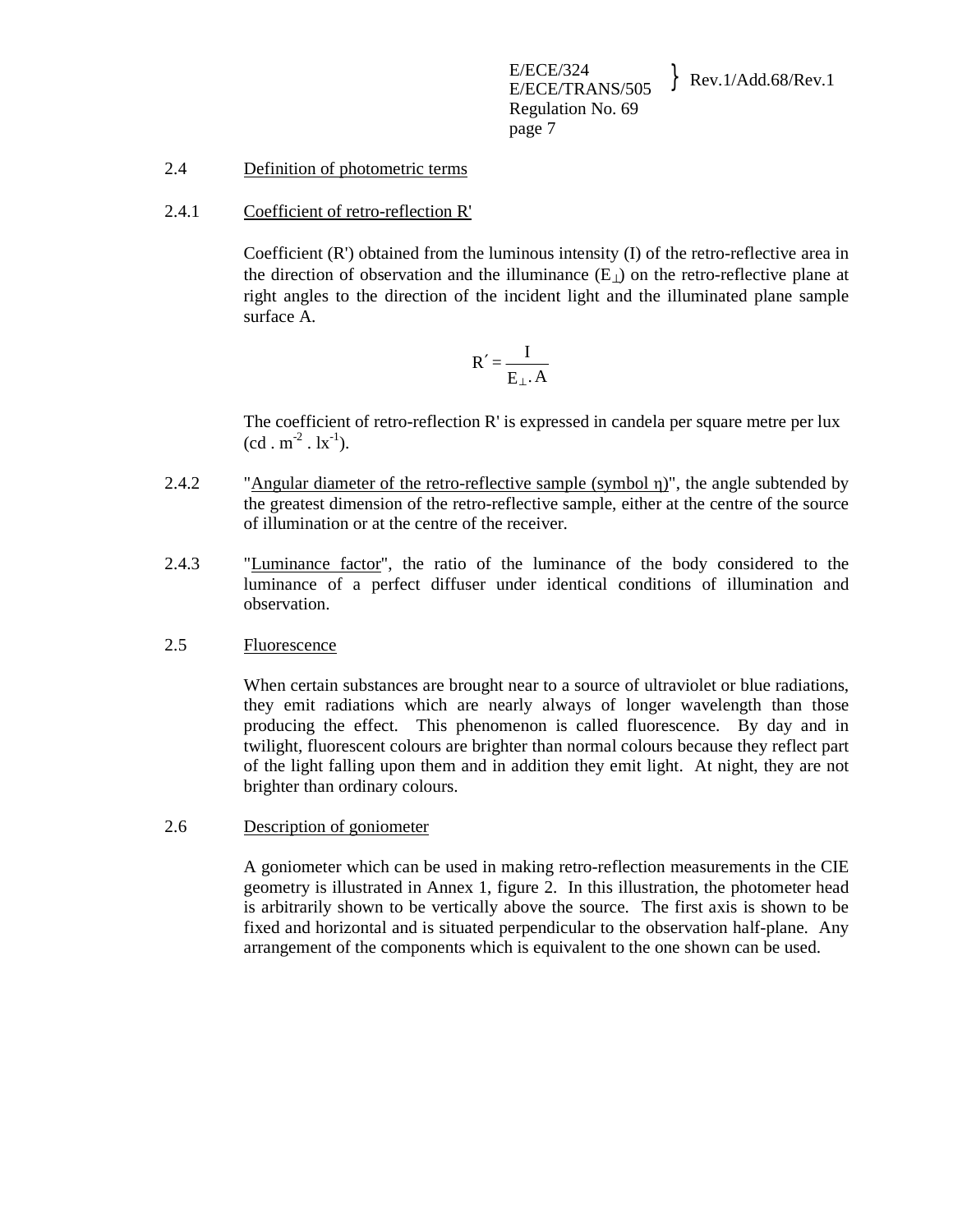2.4 Definition of photometric terms

2.4.1 Coefficient of retro-reflection R'

Coefficient (R') obtained from the luminous intensity (I) of the retro-reflective area in the direction of observation and the illuminance ($E_{\perp}$) on the retro-reflective plane at right angles to the direction of the incident light and the illuminated plane sample surface A.

$$R' = \frac{I}{E_{\perp} . A}$$

The coefficient of retro-reflection R' is expressed in candela per square metre per lux ($cd . m^{-2} . lx^{-1}$).

2.4.2 "Angular diameter of the retro-reflective sample (symbol η)", the angle subtended by the greatest dimension of the retro-reflective sample, either at the centre of the source of illumination or at the centre of the receiver.

2.4.3 "Luminance factor", the ratio of the luminance of the body considered to the luminance of a perfect diffuser under identical conditions of illumination and observation.

2.5 Fluorescence

When certain substances are brought near to a source of ultraviolet or blue radiations, they emit radiations which are nearly always of longer wavelength than those producing the effect. This phenomenon is called fluorescence. By day and in twilight, fluorescent colours are brighter than normal colours because they reflect part of the light falling upon them and in addition they emit light. At night, they are not brighter than ordinary colours.

2.6 Description of goniometer

A goniometer which can be used in making retro-reflection measurements in the CIE geometry is illustrated in Annex 1, figure 2. In this illustration, the photometer head is arbitrarily shown to be vertically above the source. The first axis is shown to be fixed and horizontal and is situated perpendicular to the observation half-plane. Any arrangement of the components which is equivalent to the one shown can be used.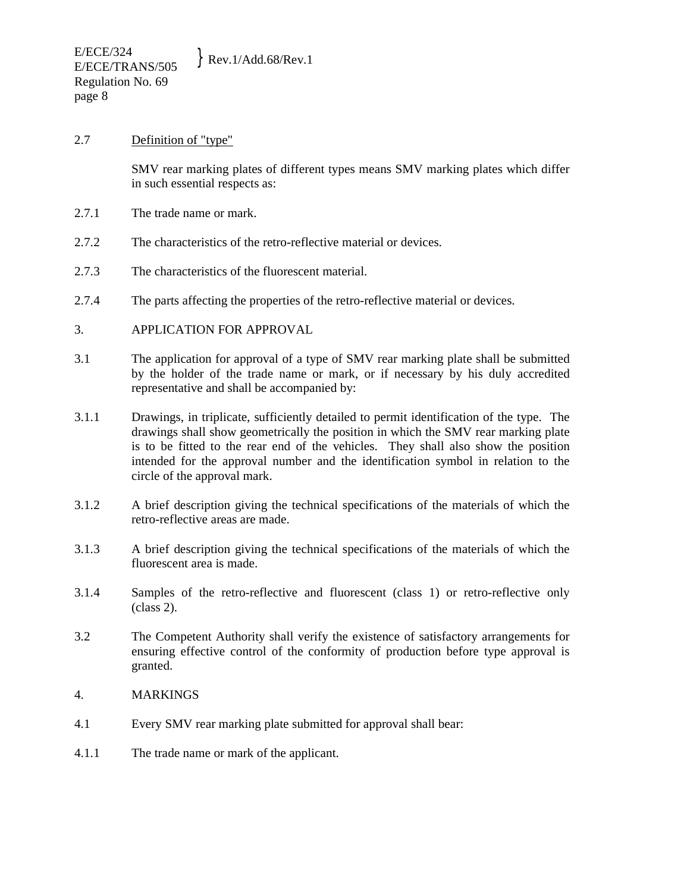2.7 Definition of "type"

SMV rear marking plates of different types means SMV marking plates which differ in such essential respects as:

2.7.1 The trade name or mark.

2.7.2 The characteristics of the retro-reflective material or devices.

2.7.3 The characteristics of the fluorescent material.

2.7.4 The parts affecting the properties of the retro-reflective material or devices.

3. APPLICATION FOR APPROVAL

3.1 The application for approval of a type of SMV rear marking plate shall be submitted by the holder of the trade name or mark, or if necessary by his duly accredited representative and shall be accompanied by:

3.1.1 Drawings, in triplicate, sufficiently detailed to permit identification of the type. The drawings shall show geometrically the position in which the SMV rear marking plate is to be fitted to the rear end of the vehicles. They shall also show the position intended for the approval number and the identification symbol in relation to the circle of the approval mark.

3.1.2 A brief description giving the technical specifications of the materials of which the retro-reflective areas are made.

3.1.3 A brief description giving the technical specifications of the materials of which the fluorescent area is made.

3.1.4 Samples of the retro-reflective and fluorescent (class 1) or retro-reflective only (class 2).

3.2 The Competent Authority shall verify the existence of satisfactory arrangements for ensuring effective control of the conformity of production before type approval is granted.

4. MARKINGS

4.1 Every SMV rear marking plate submitted for approval shall bear:

4.1.1 The trade name or mark of the applicant.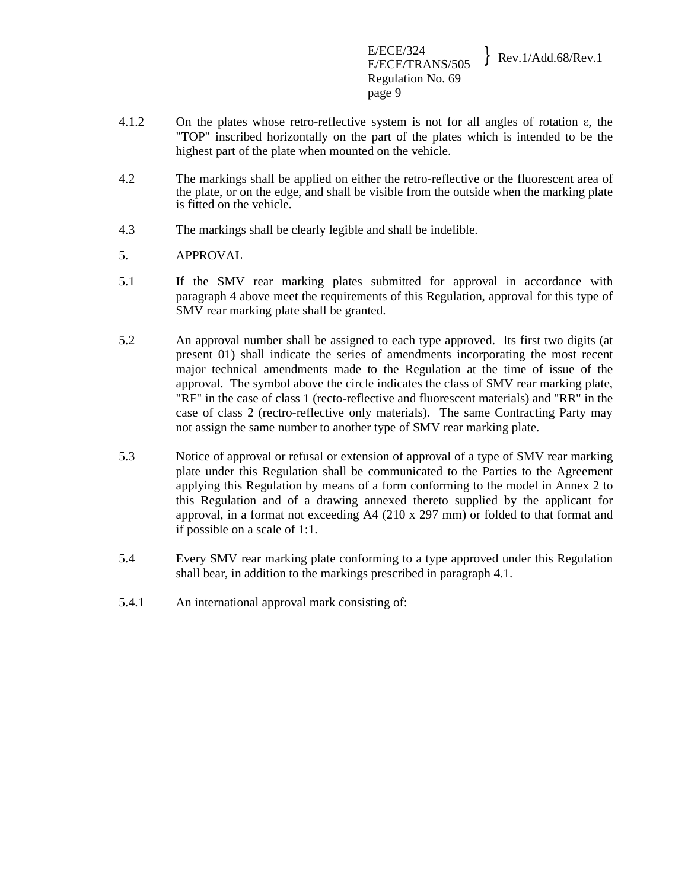4.1.2 On the plates whose retro-reflective system is not for all angles of rotation ε, the "TOP" inscribed horizontally on the part of the plates which is intended to be the highest part of the plate when mounted on the vehicle.

4.2 The markings shall be applied on either the retro-reflective or the fluorescent area of the plate, or on the edge, and shall be visible from the outside when the marking plate is fitted on the vehicle.

4.3 The markings shall be clearly legible and shall be indelible.

5. APPROVAL

5.1 If the SMV rear marking plates submitted for approval in accordance with paragraph 4 above meet the requirements of this Regulation, approval for this type of SMV rear marking plate shall be granted.

5.2 An approval number shall be assigned to each type approved. Its first two digits (at present 01) shall indicate the series of amendments incorporating the most recent major technical amendments made to the Regulation at the time of issue of the approval. The symbol above the circle indicates the class of SMV rear marking plate, "RF" in the case of class 1 (recto-reflective and fluorescent materials) and "RR" in the case of class 2 (rectro-reflective only materials). The same Contracting Party may not assign the same number to another type of SMV rear marking plate.

5.3 Notice of approval or refusal or extension of approval of a type of SMV rear marking plate under this Regulation shall be communicated to the Parties to the Agreement applying this Regulation by means of a form conforming to the model in Annex 2 to this Regulation and of a drawing annexed thereto supplied by the applicant for approval, in a format not exceeding A4 (210 x 297 mm) or folded to that format and if possible on a scale of 1:1.

5.4 Every SMV rear marking plate conforming to a type approved under this Regulation shall bear, in addition to the markings prescribed in paragraph 4.1.

5.4.1 An international approval mark consisting of: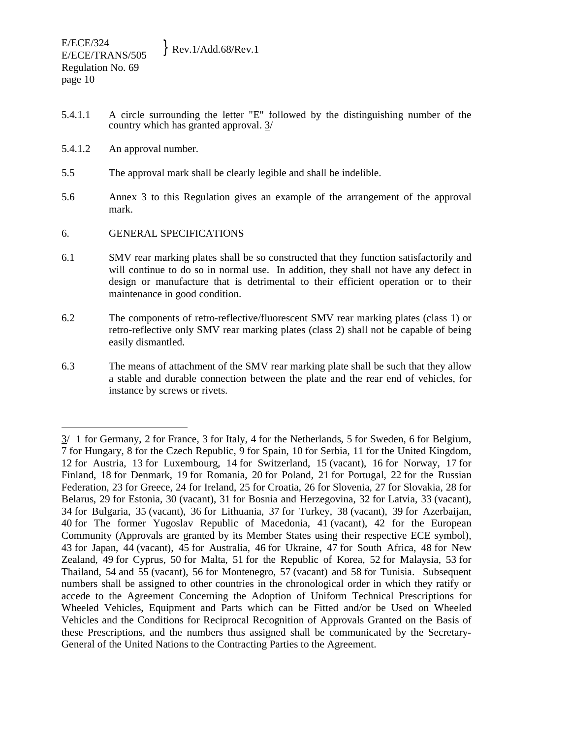5.4.1.1 A circle surrounding the letter "E" followed by the distinguishing number of the country which has granted approval. 3/

5.4.1.2 An approval number.

5.5 The approval mark shall be clearly legible and shall be indelible.

5.6 Annex 3 to this Regulation gives an example of the arrangement of the approval mark.

## 6. GENERAL SPECIFICATIONS

6.1 SMV rear marking plates shall be so constructed that they function satisfactorily and will continue to do so in normal use. In addition, they shall not have any defect in design or manufacture that is detrimental to their efficient operation or to their maintenance in good condition.

6.2 The components of retro-reflective/fluorescent SMV rear marking plates (class 1) or retro-reflective only SMV rear marking plates (class 2) shall not be capable of being easily dismantled.

6.3 The means of attachment of the SMV rear marking plate shall be such that they allow a stable and durable connection between the plate and the rear end of vehicles, for instance by screws or rivets.

---

3/ 1 for Germany, 2 for France, 3 for Italy, 4 for the Netherlands, 5 for Sweden, 6 for Belgium, 7 for Hungary, 8 for the Czech Republic, 9 for Spain, 10 for Serbia, 11 for the United Kingdom, 12 for Austria, 13 for Luxembourg, 14 for Switzerland, 15 (vacant), 16 for Norway, 17 for Finland, 18 for Denmark, 19 for Romania, 20 for Poland, 21 for Portugal, 22 for the Russian Federation, 23 for Greece, 24 for Ireland, 25 for Croatia, 26 for Slovenia, 27 for Slovakia, 28 for Belarus, 29 for Estonia, 30 (vacant), 31 for Bosnia and Herzegovina, 32 for Latvia, 33 (vacant), 34 for Bulgaria, 35 (vacant), 36 for Lithuania, 37 for Turkey, 38 (vacant), 39 for Azerbaijan, 40 for The former Yugoslav Republic of Macedonia, 41 (vacant), 42 for the European Community (Approvals are granted by its Member States using their respective ECE symbol), 43 for Japan, 44 (vacant), 45 for Australia, 46 for Ukraine, 47 for South Africa, 48 for New Zealand, 49 for Cyprus, 50 for Malta, 51 for the Republic of Korea, 52 for Malaysia, 53 for Thailand, 54 and 55 (vacant), 56 for Montenegro, 57 (vacant) and 58 for Tunisia. Subsequent numbers shall be assigned to other countries in the chronological order in which they ratify or accede to the Agreement Concerning the Adoption of Uniform Technical Prescriptions for Wheeled Vehicles, Equipment and Parts which can be Fitted and/or be Used on Wheeled Vehicles and the Conditions for Reciprocal Recognition of Approvals Granted on the Basis of these Prescriptions, and the numbers thus assigned shall be communicated by the Secretary-General of the United Nations to the Contracting Parties to the Agreement.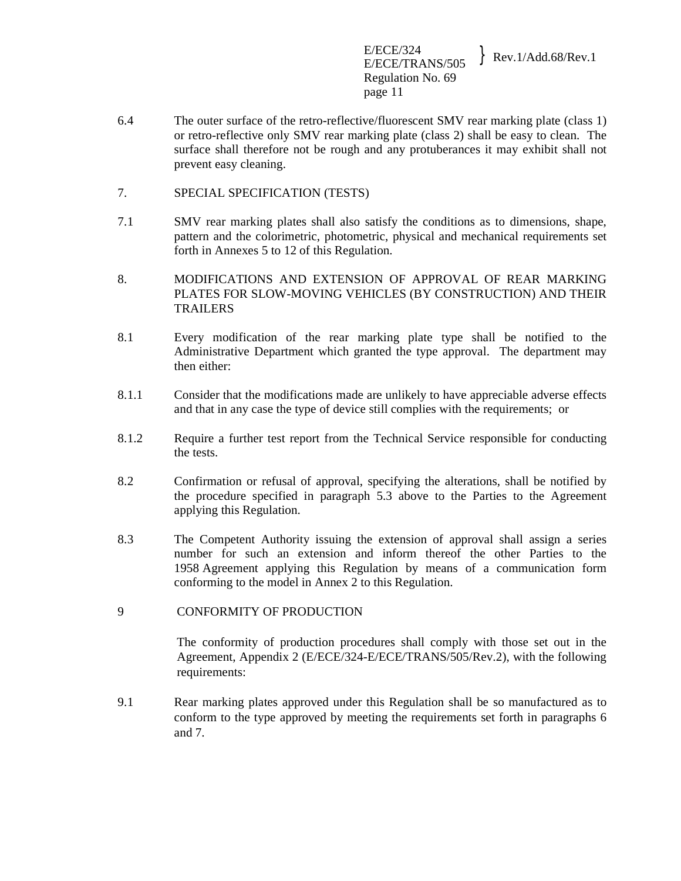6.4 The outer surface of the retro-reflective/fluorescent SMV rear marking plate (class 1) or retro-reflective only SMV rear marking plate (class 2) shall be easy to clean. The surface shall therefore not be rough and any protuberances it may exhibit shall not prevent easy cleaning.

## 7. SPECIAL SPECIFICATION (TESTS)

7.1 SMV rear marking plates shall also satisfy the conditions as to dimensions, shape, pattern and the colorimetric, photometric, physical and mechanical requirements set forth in Annexes 5 to 12 of this Regulation.

## 8. MODIFICATIONS AND EXTENSION OF APPROVAL OF REAR MARKING PLATES FOR SLOW-MOVING VEHICLES (BY CONSTRUCTION) AND THEIR TRAILERS

8.1 Every modification of the rear marking plate type shall be notified to the Administrative Department which granted the type approval. The department may then either:

8.1.1 Consider that the modifications made are unlikely to have appreciable adverse effects and that in any case the type of device still complies with the requirements; or

8.1.2 Require a further test report from the Technical Service responsible for conducting the tests.

8.2 Confirmation or refusal of approval, specifying the alterations, shall be notified by the procedure specified in paragraph 5.3 above to the Parties to the Agreement applying this Regulation.

8.3 The Competent Authority issuing the extension of approval shall assign a series number for such an extension and inform thereof the other Parties to the 1958 Agreement applying this Regulation by means of a communication form conforming to the model in Annex 2 to this Regulation.

## 9 CONFORMITY OF PRODUCTION

The conformity of production procedures shall comply with those set out in the Agreement, Appendix 2 (E/ECE/324-E/ECE/TRANS/505/Rev.2), with the following requirements:

9.1 Rear marking plates approved under this Regulation shall be so manufactured as to conform to the type approved by meeting the requirements set forth in paragraphs 6 and 7.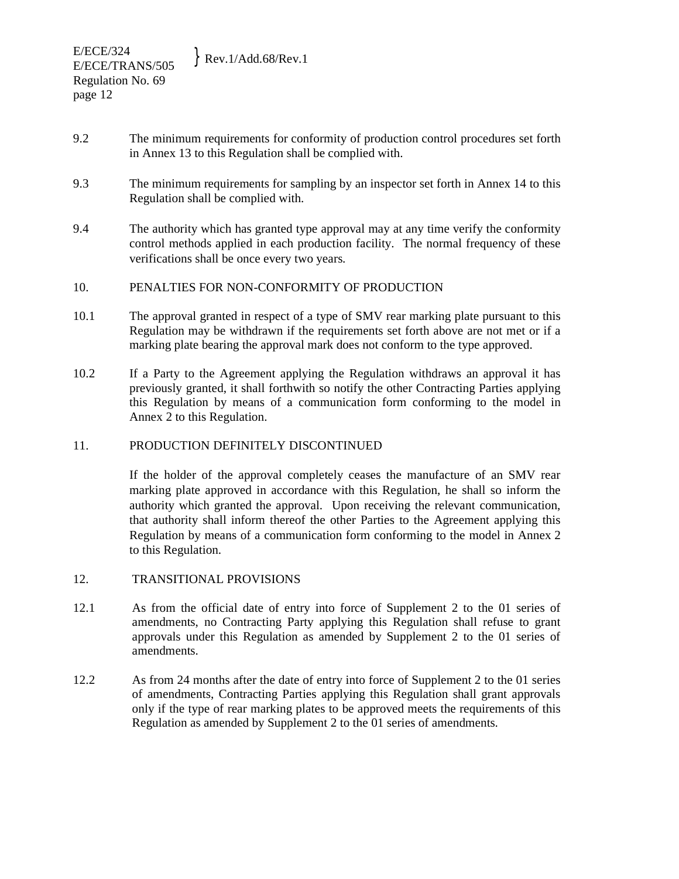9.2 The minimum requirements for conformity of production control procedures set forth in Annex 13 to this Regulation shall be complied with.

9.3 The minimum requirements for sampling by an inspector set forth in Annex 14 to this Regulation shall be complied with.

9.4 The authority which has granted type approval may at any time verify the conformity control methods applied in each production facility. The normal frequency of these verifications shall be once every two years.

## 10. PENALTIES FOR NON-CONFORMITY OF PRODUCTION

10.1 The approval granted in respect of a type of SMV rear marking plate pursuant to this Regulation may be withdrawn if the requirements set forth above are not met or if a marking plate bearing the approval mark does not conform to the type approved.

10.2 If a Party to the Agreement applying the Regulation withdraws an approval it has previously granted, it shall forthwith so notify the other Contracting Parties applying this Regulation by means of a communication form conforming to the model in Annex 2 to this Regulation.

## 11. PRODUCTION DEFINITELY DISCONTINUED

If the holder of the approval completely ceases the manufacture of an SMV rear marking plate approved in accordance with this Regulation, he shall so inform the authority which granted the approval. Upon receiving the relevant communication, that authority shall inform thereof the other Parties to the Agreement applying this Regulation by means of a communication form conforming to the model in Annex 2 to this Regulation.

## 12. TRANSITIONAL PROVISIONS

12.1 As from the official date of entry into force of Supplement 2 to the 01 series of amendments, no Contracting Party applying this Regulation shall refuse to grant approvals under this Regulation as amended by Supplement 2 to the 01 series of amendments.

12.2 As from 24 months after the date of entry into force of Supplement 2 to the 01 series of amendments, Contracting Parties applying this Regulation shall grant approvals only if the type of rear marking plates to be approved meets the requirements of this Regulation as amended by Supplement 2 to the 01 series of amendments.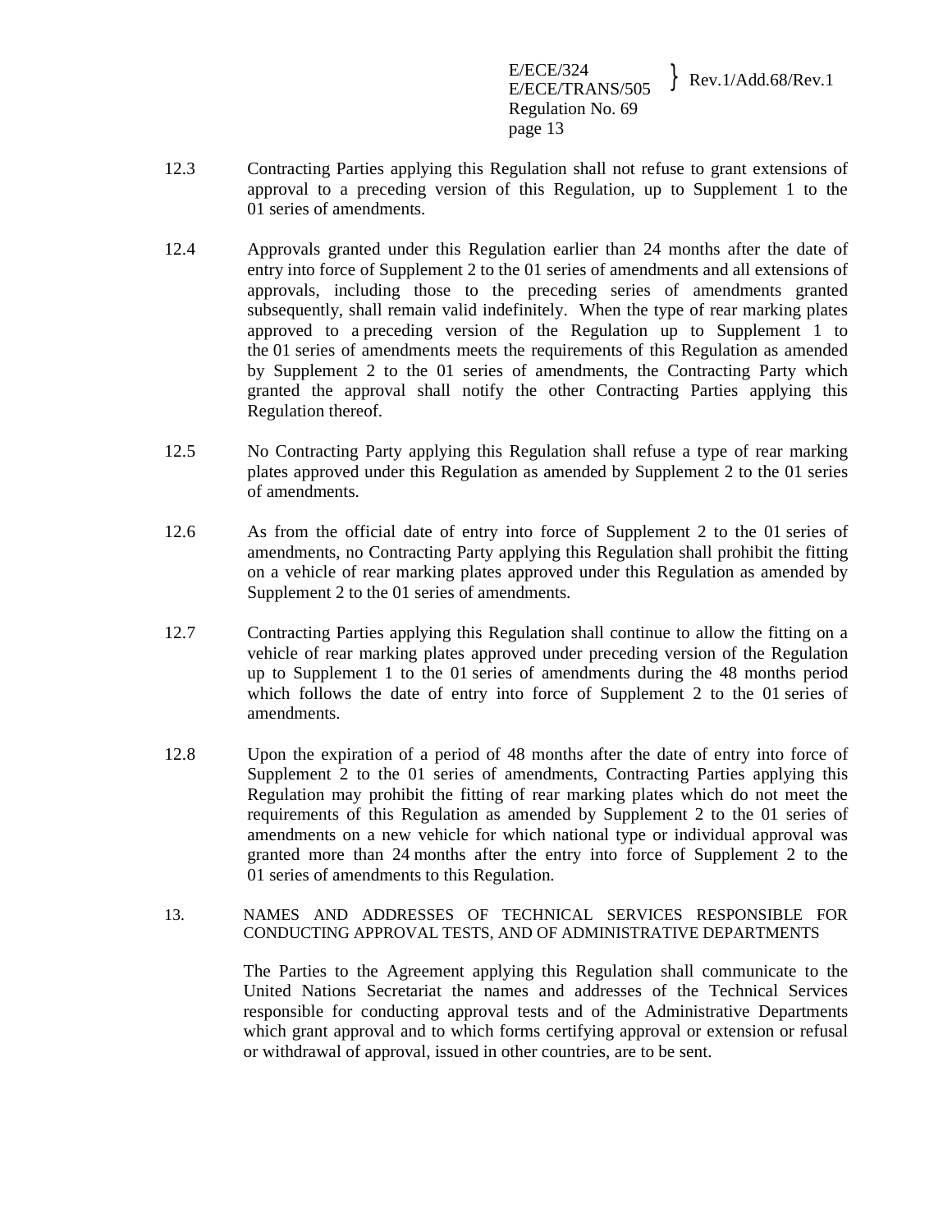12.3 Contracting Parties applying this Regulation shall not refuse to grant extensions of approval to a preceding version of this Regulation, up to Supplement 1 to the 01 series of amendments.

12.4 Approvals granted under this Regulation earlier than 24 months after the date of entry into force of Supplement 2 to the 01 series of amendments and all extensions of approvals, including those to the preceding series of amendments granted subsequently, shall remain valid indefinitely. When the type of rear marking plates approved to a preceding version of the Regulation up to Supplement 1 to the 01 series of amendments meets the requirements of this Regulation as amended by Supplement 2 to the 01 series of amendments, the Contracting Party which granted the approval shall notify the other Contracting Parties applying this Regulation thereof.

12.5 No Contracting Party applying this Regulation shall refuse a type of rear marking plates approved under this Regulation as amended by Supplement 2 to the 01 series of amendments.

12.6 As from the official date of entry into force of Supplement 2 to the 01 series of amendments, no Contracting Party applying this Regulation shall prohibit the fitting on a vehicle of rear marking plates approved under this Regulation as amended by Supplement 2 to the 01 series of amendments.

12.7 Contracting Parties applying this Regulation shall continue to allow the fitting on a vehicle of rear marking plates approved under preceding version of the Regulation up to Supplement 1 to the 01 series of amendments during the 48 months period which follows the date of entry into force of Supplement 2 to the 01 series of amendments.

12.8 Upon the expiration of a period of 48 months after the date of entry into force of Supplement 2 to the 01 series of amendments, Contracting Parties applying this Regulation may prohibit the fitting of rear marking plates which do not meet the requirements of this Regulation as amended by Supplement 2 to the 01 series of amendments on a new vehicle for which national type or individual approval was granted more than 24 months after the entry into force of Supplement 2 to the 01 series of amendments to this Regulation.

## 13. NAMES AND ADDRESSES OF TECHNICAL SERVICES RESPONSIBLE FOR CONDUCTING APPROVAL TESTS, AND OF ADMINISTRATIVE DEPARTMENTS

The Parties to the Agreement applying this Regulation shall communicate to the United Nations Secretariat the names and addresses of the Technical Services responsible for conducting approval tests and of the Administrative Departments which grant approval and to which forms certifying approval or extension or refusal or withdrawal of approval, issued in other countries, are to be sent.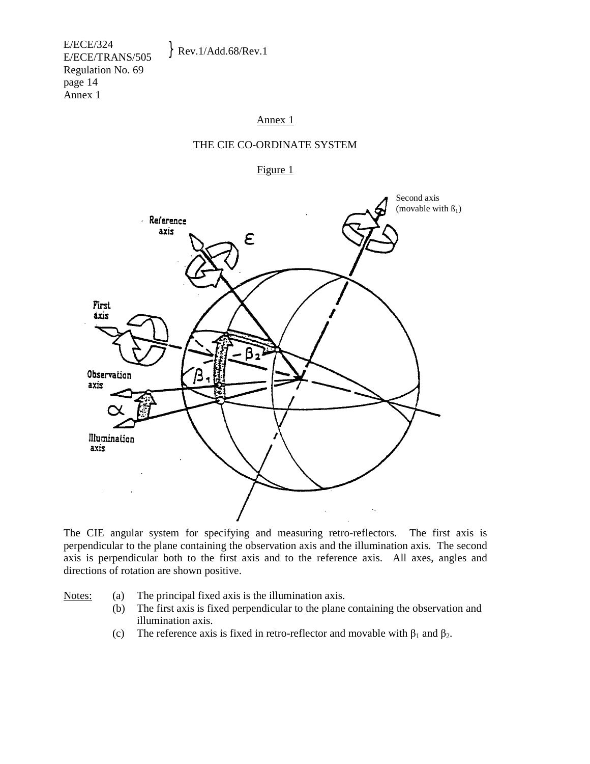Annex 1

THE CIE CO-ORDINATE SYSTEM

Figure 1

The CIE angular system for specifying and measuring retro-reflectors. The first axis is perpendicular to the plane containing the observation axis and the illumination axis. The second axis is perpendicular both to the first axis and to the reference axis. All axes, angles and directions of rotation are shown positive.

Notes:

(a) The principal fixed axis is the illumination axis.

(b) The first axis is fixed perpendicular to the plane containing the observation and illumination axis.

(c) The reference axis is fixed in retro-reflector and movable with $\beta_1$ and $\beta_2$.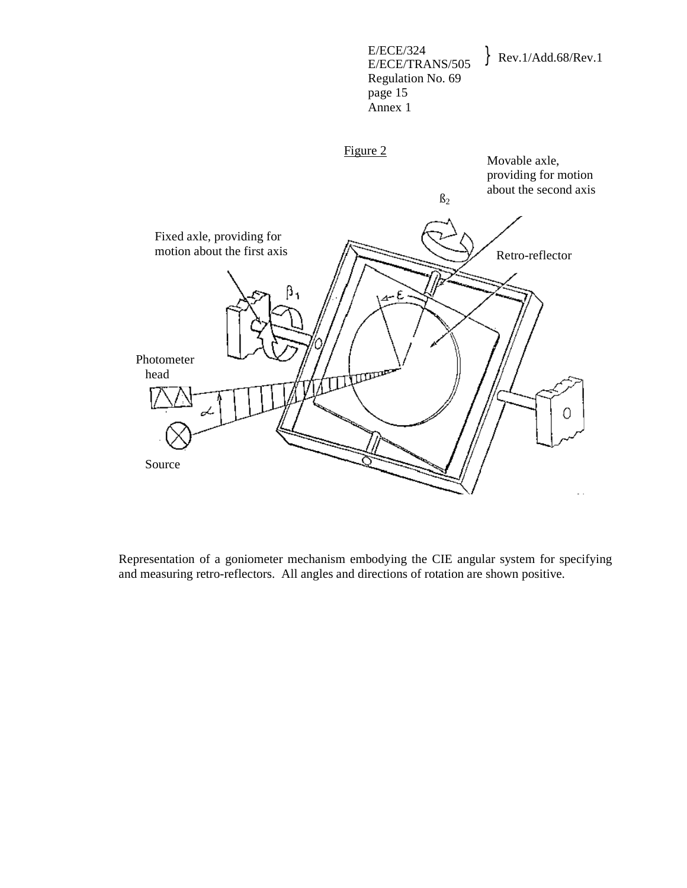Figure 2

Representation of a goniometer mechanism embodying the CIE angular system for specifying and measuring retro-reflectors. All angles and directions of rotation are shown positive.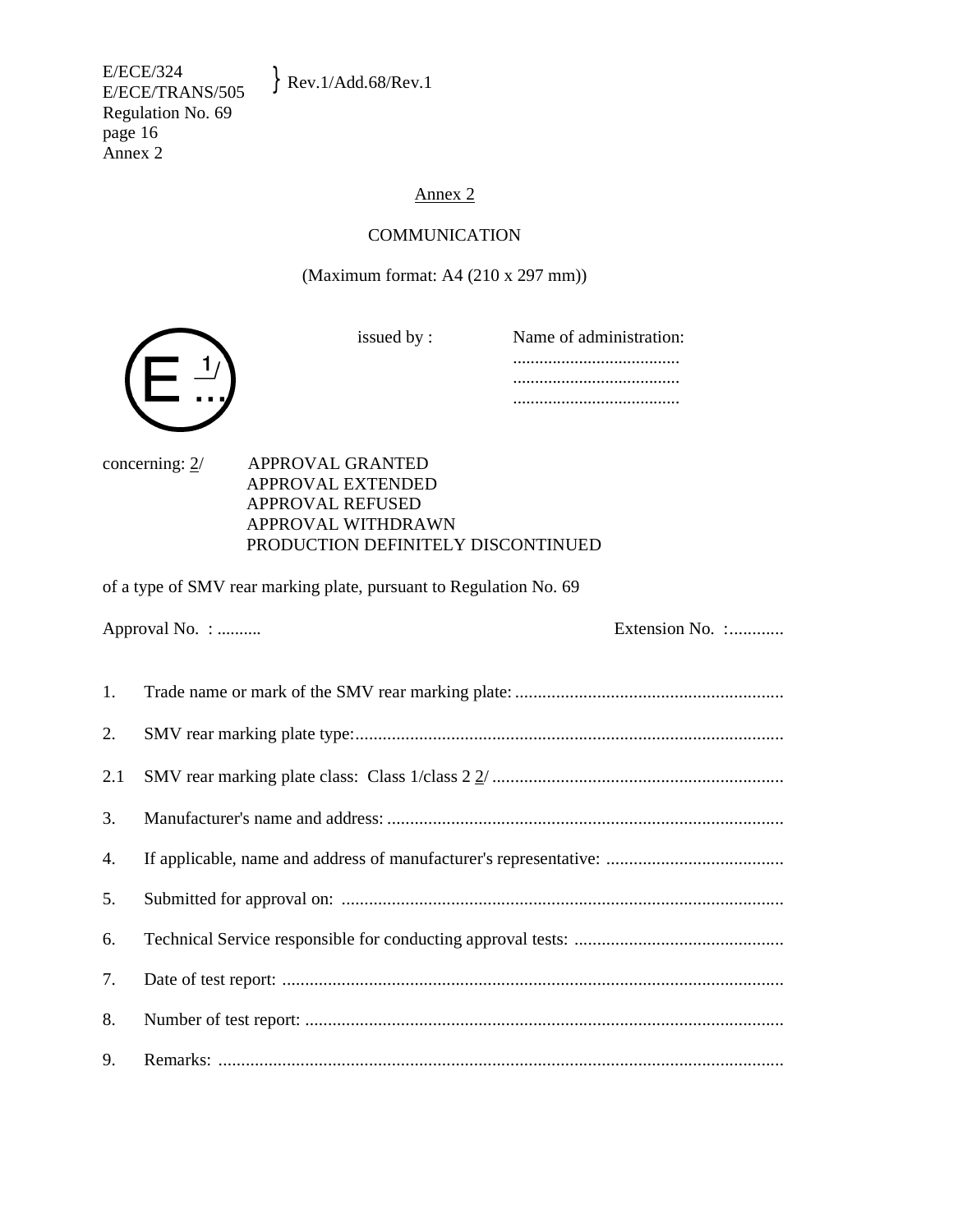## Annex 2

### COMMUNICATION

(Maximum format: A4 (210 x 297 mm))

E 1/ ...

issued by : Name of administration:
......................................
......................................
......................................

concerning: 2/ APPROVAL GRANTED
APPROVAL EXTENDED
APPROVAL REFUSED
APPROVAL WITHDRAWN
PRODUCTION DEFINITELY DISCONTINUED

of a type of SMV rear marking plate, pursuant to Regulation No. 69

Approval No. : .......... Extension No. :............

1. Trade name or mark of the SMV rear marking plate: ..........................................................

2. SMV rear marking plate type:.............................................................................................

2.1 SMV rear marking plate class: Class 1/class 2 2/ ................................................................

3. Manufacturer's name and address: .......................................................................................

4. If applicable, name and address of manufacturer's representative: .......................................

5. Submitted for approval on: .................................................................................................

6. Technical Service responsible for conducting approval tests: ..............................................

7. Date of test report: ..............................................................................................................

8. Number of test report: .........................................................................................................

9. Remarks: ............................................................................................................................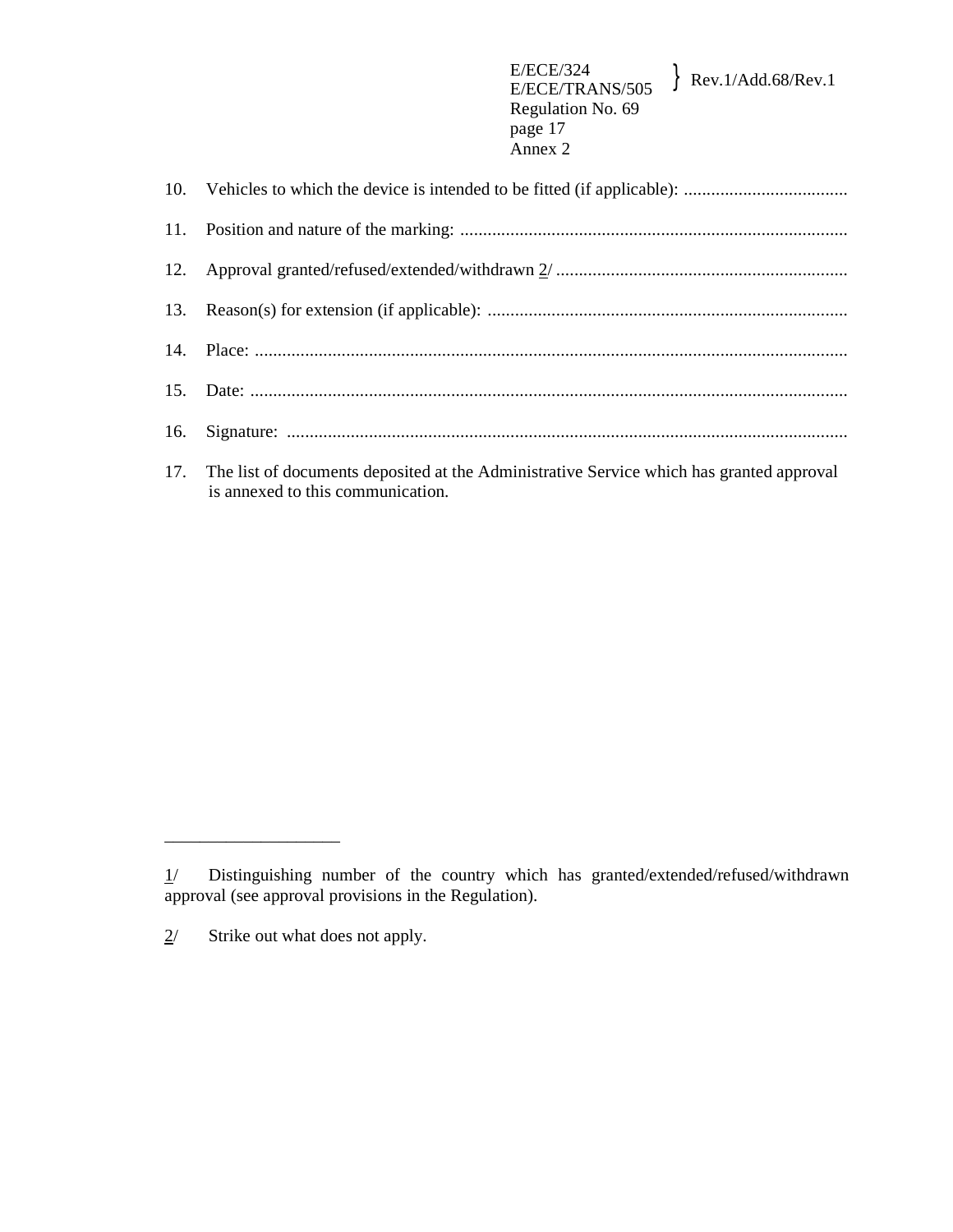10. Vehicles to which the device is intended to be fitted (if applicable): ....................................

11. Position and nature of the marking: .....................................................................................

12. Approval granted/refused/extended/withdrawn 2/ ................................................................

13. Reason(s) for extension (if applicable): ...............................................................................

14. Place: ..................................................................................................................................

15. Date: ...................................................................................................................................

16. Signature: ...........................................................................................................................

17. The list of documents deposited at the Administrative Service which has granted approval is annexed to this communication.

---

1/ Distinguishing number of the country which has granted/extended/refused/withdrawn approval (see approval provisions in the Regulation).

2/ Strike out what does not apply.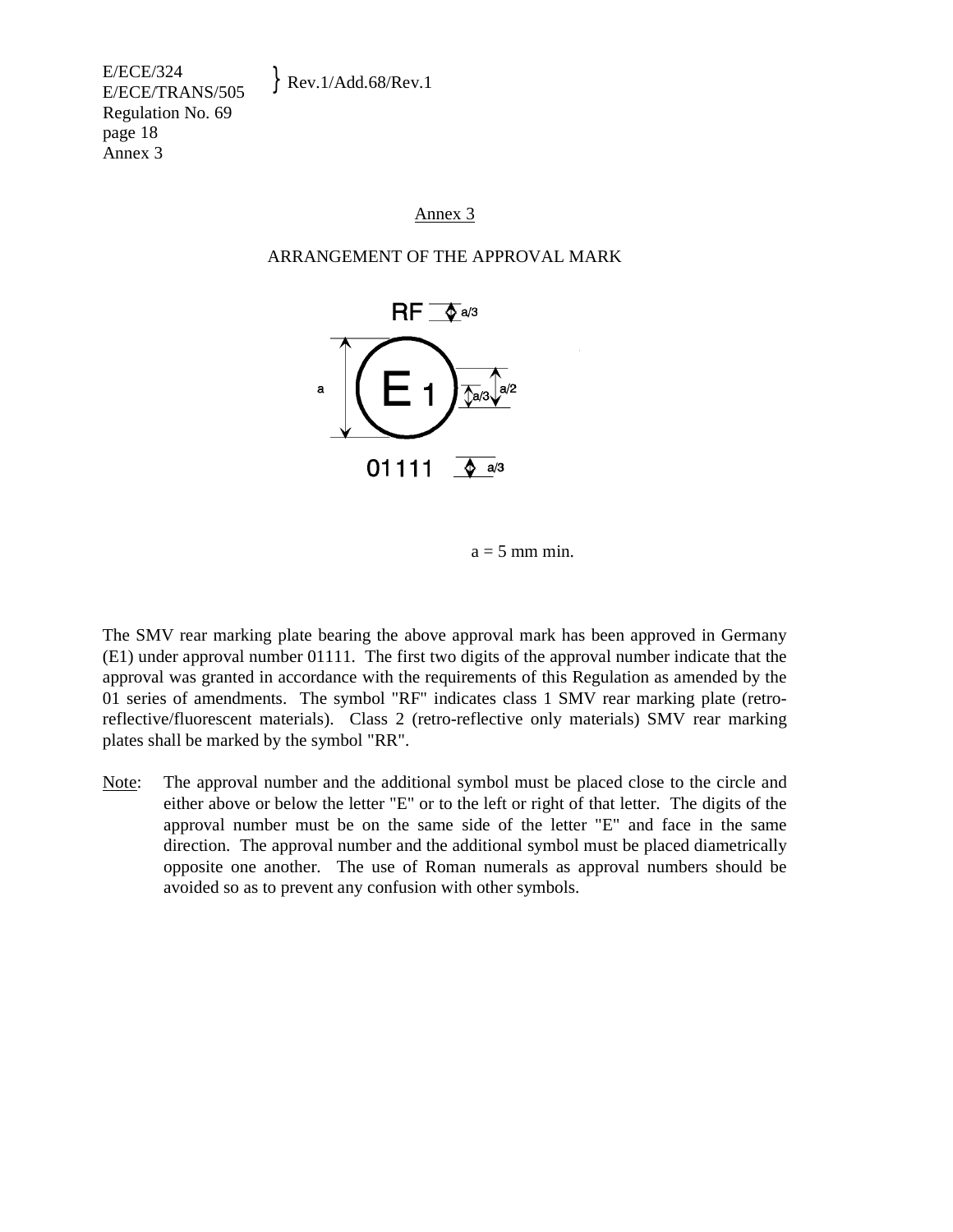# Annex 3

## ARRANGEMENT OF THE APPROVAL MARK

a = 5 mm min.

The SMV rear marking plate bearing the above approval mark has been approved in Germany (E1) under approval number 01111. The first two digits of the approval number indicate that the approval was granted in accordance with the requirements of this Regulation as amended by the 01 series of amendments. The symbol "RF" indicates class 1 SMV rear marking plate (retro-reflective/fluorescent materials). Class 2 (retro-reflective only materials) SMV rear marking plates shall be marked by the symbol "RR".

Note: The approval number and the additional symbol must be placed close to the circle and either above or below the letter "E" or to the left or right of that letter. The digits of the approval number must be on the same side of the letter "E" and face in the same direction. The approval number and the additional symbol must be placed diametrically opposite one another. The use of Roman numerals as approval numbers should be avoided so as to prevent any confusion with other symbols.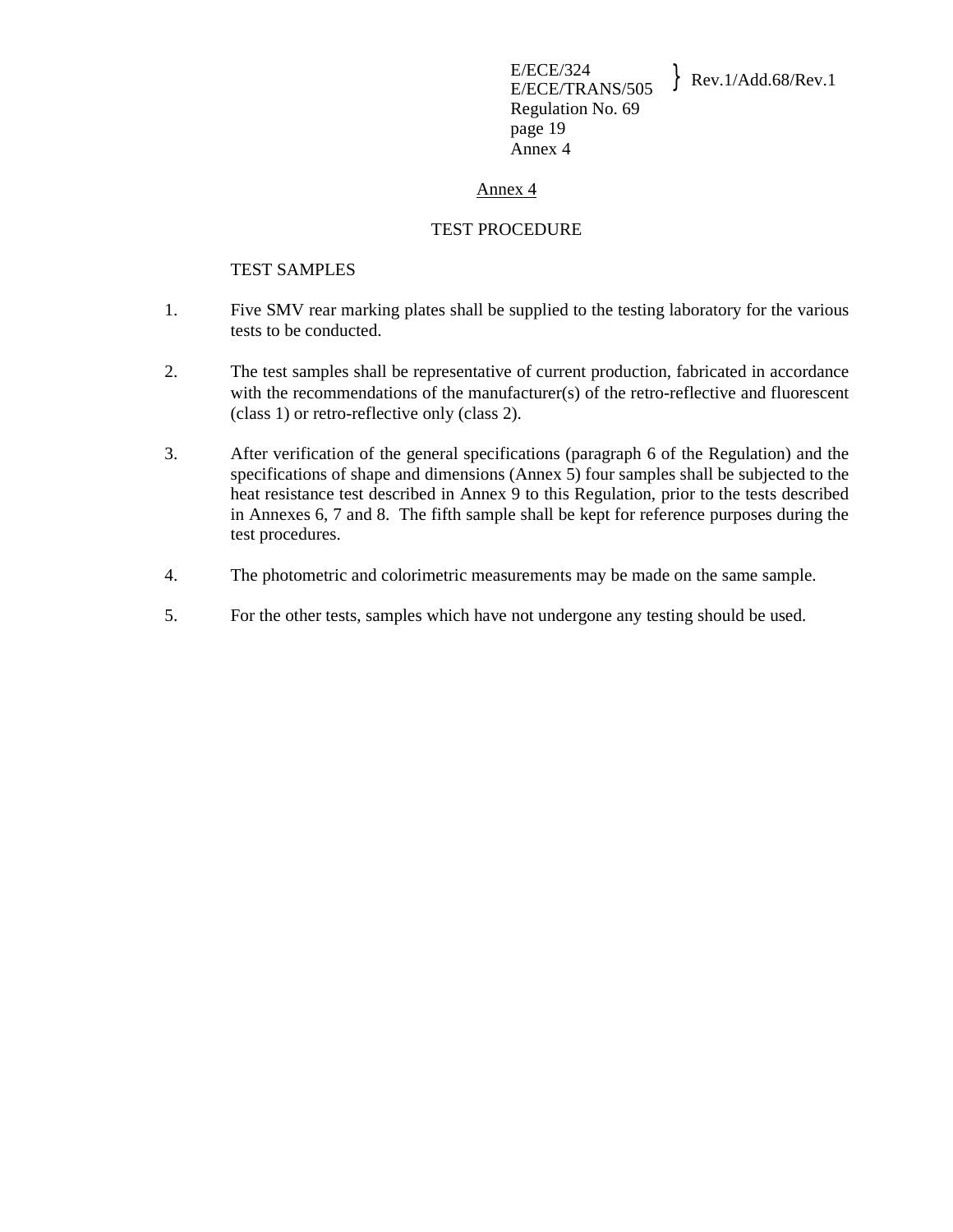# Annex 4

## TEST PROCEDURE

### TEST SAMPLES

1. Five SMV rear marking plates shall be supplied to the testing laboratory for the various tests to be conducted.

2. The test samples shall be representative of current production, fabricated in accordance with the recommendations of the manufacturer(s) of the retro-reflective and fluorescent (class 1) or retro-reflective only (class 2).

3. After verification of the general specifications (paragraph 6 of the Regulation) and the specifications of shape and dimensions (Annex 5) four samples shall be subjected to the heat resistance test described in Annex 9 to this Regulation, prior to the tests described in Annexes 6, 7 and 8. The fifth sample shall be kept for reference purposes during the test procedures.

4. The photometric and colorimetric measurements may be made on the same sample.

5. For the other tests, samples which have not undergone any testing should be used.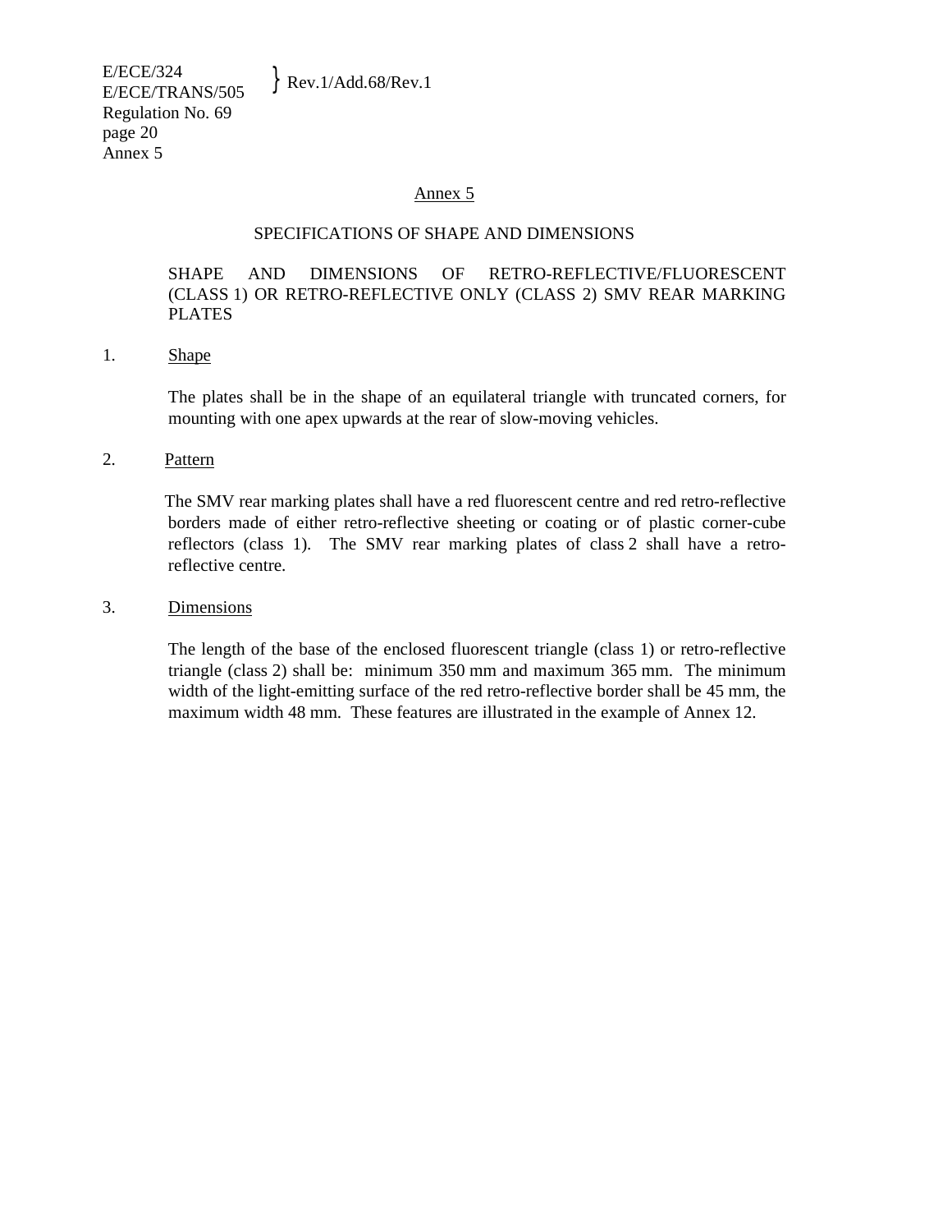## Annex 5

### SPECIFICATIONS OF SHAPE AND DIMENSIONS

SHAPE AND DIMENSIONS OF RETRO-REFLECTIVE/FLUORESCENT (CLASS 1) OR RETRO-REFLECTIVE ONLY (CLASS 2) SMV REAR MARKING PLATES

1. Shape

The plates shall be in the shape of an equilateral triangle with truncated corners, for mounting with one apex upwards at the rear of slow-moving vehicles.

2. Pattern

The SMV rear marking plates shall have a red fluorescent centre and red retro-reflective borders made of either retro-reflective sheeting or coating or of plastic corner-cube reflectors (class 1). The SMV rear marking plates of class 2 shall have a retro-reflective centre.

3. Dimensions

The length of the base of the enclosed fluorescent triangle (class 1) or retro-reflective triangle (class 2) shall be: minimum 350 mm and maximum 365 mm. The minimum width of the light-emitting surface of the red retro-reflective border shall be 45 mm, the maximum width 48 mm. These features are illustrated in the example of Annex 12.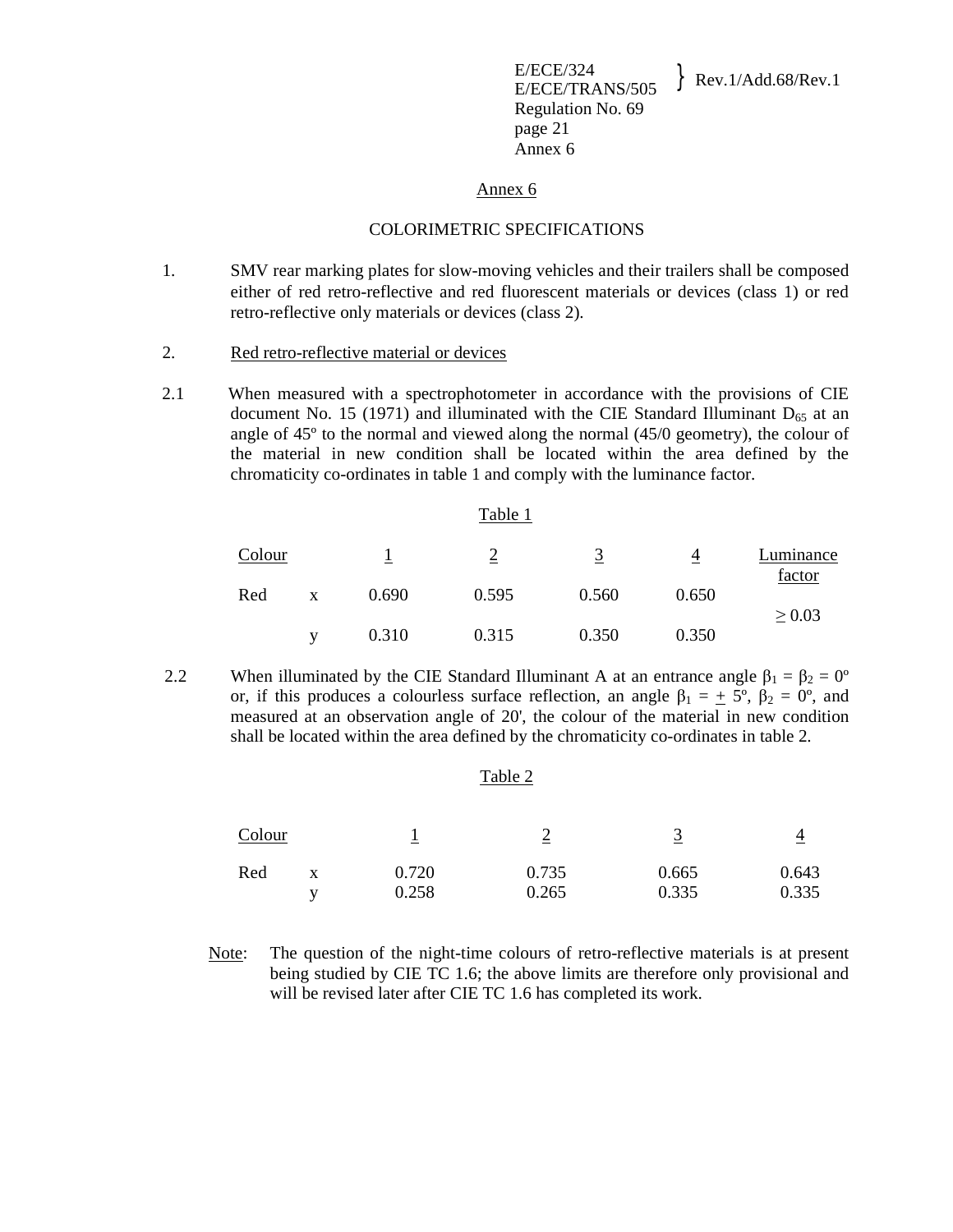## Annex 6

## COLORIMETRIC SPECIFICATIONS

1. SMV rear marking plates for slow-moving vehicles and their trailers shall be composed either of red retro-reflective and red fluorescent materials or devices (class 1) or red retro-reflective only materials or devices (class 2).

2. Red retro-reflective material or devices

2.1 When measured with a spectrophotometer in accordance with the provisions of CIE document No. 15 (1971) and illuminated with the CIE Standard Illuminant $D_{65}$ at an angle of 45º to the normal and viewed along the normal (45/0 geometry), the colour of the material in new condition shall be located within the area defined by the chromaticity co-ordinates in table 1 and comply with the luminance factor.

Table 1

| Colour | | 1 | 2 | 3 | 4 | Luminance factor |
|---|---|---|---|---|---|---|
| Red | x | 0.690 | 0.595 | 0.560 | 0.650 | ≥ 0.03 |
| | y | 0.310 | 0.315 | 0.350 | 0.350 | |

2.2 When illuminated by the CIE Standard Illuminant A at an entrance angle $\beta_1 = \beta_2 = 0º$ or, if this produces a colourless surface reflection, an angle $\beta_1 = \pm 5º$, $\beta_2 = 0º$, and measured at an observation angle of 20', the colour of the material in new condition shall be located within the area defined by the chromaticity co-ordinates in table 2.

Table 2

| Colour | | 1 | 2 | 3 | 4 |
|---|---|---|---|---|---|
| Red | x | 0.720 | 0.735 | 0.665 | 0.643 |
| | y | 0.258 | 0.265 | 0.335 | 0.335 |

Note: The question of the night-time colours of retro-reflective materials is at present being studied by CIE TC 1.6; the above limits are therefore only provisional and will be revised later after CIE TC 1.6 has completed its work.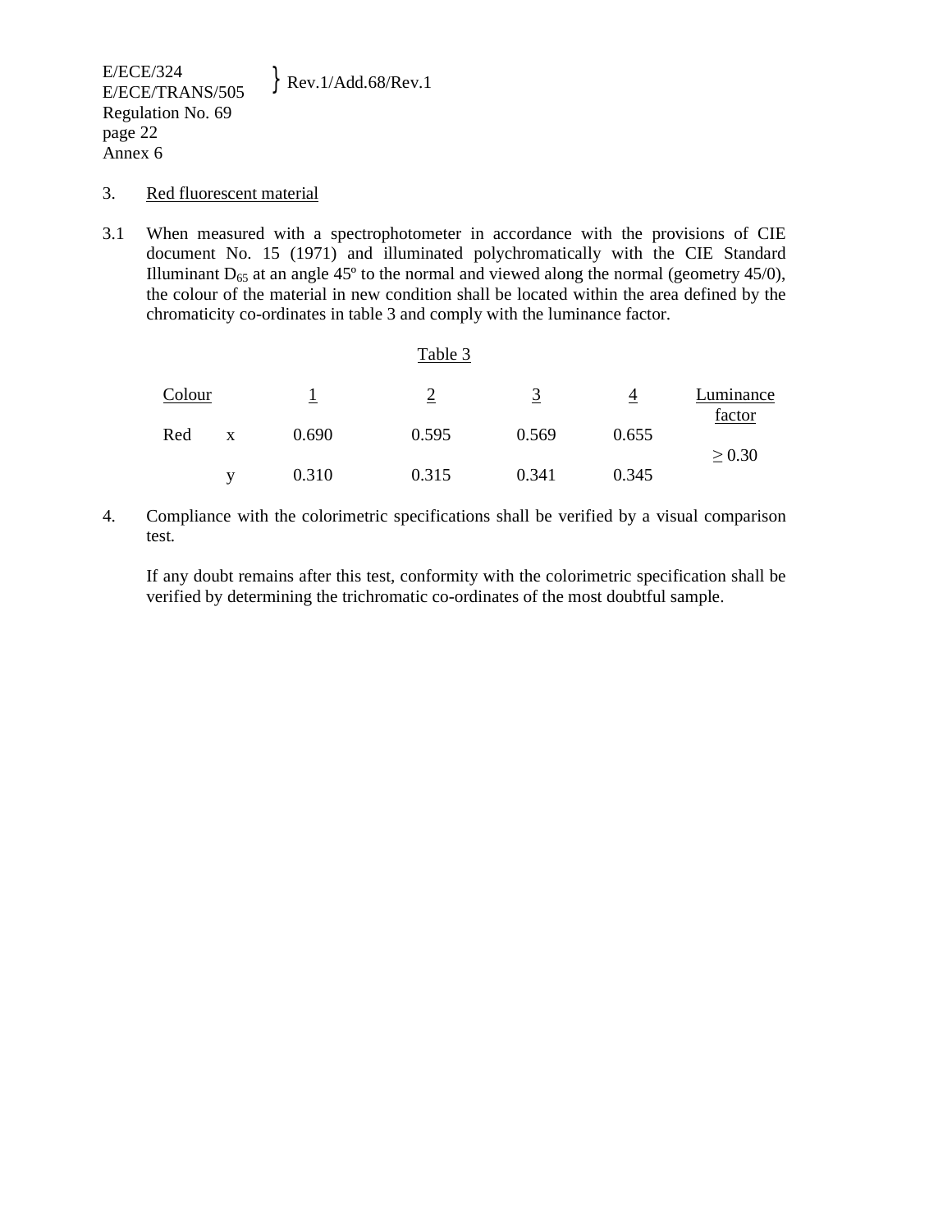3. Red fluorescent material

3.1 When measured with a spectrophotometer in accordance with the provisions of CIE document No. 15 (1971) and illuminated polychromatically with the CIE Standard Illuminant $D_{65}$ at an angle 45º to the normal and viewed along the normal (geometry 45/0), the colour of the material in new condition shall be located within the area defined by the chromaticity co-ordinates in table 3 and comply with the luminance factor.

Table 3

| Colour | | 1 | 2 | 3 | 4 | Luminance factor |
|---|---|---|---|---|---|---|
| Red | x | 0.690 | 0.595 | 0.569 | 0.655 | ≥ 0.30 |
| | y | 0.310 | 0.315 | 0.341 | 0.345 | |

4. Compliance with the colorimetric specifications shall be verified by a visual comparison test.

   If any doubt remains after this test, conformity with the colorimetric specification shall be verified by determining the trichromatic co-ordinates of the most doubtful sample.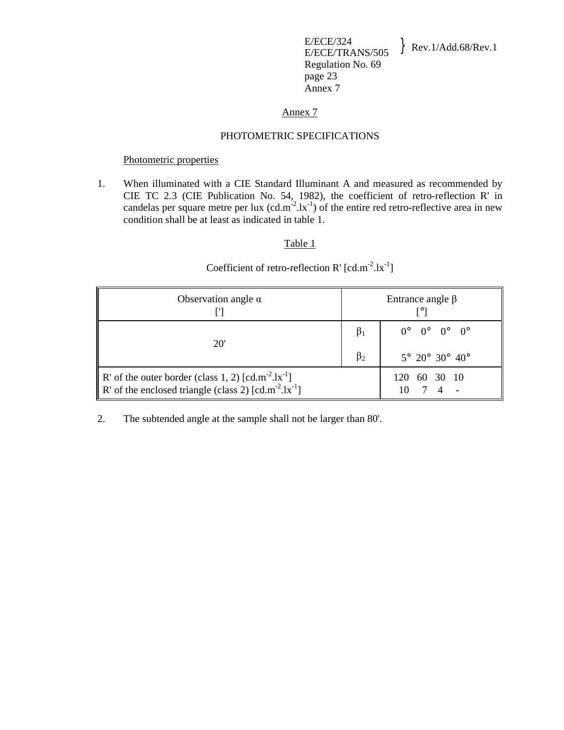## Annex 7

## PHOTOMETRIC SPECIFICATIONS

Photometric properties

1. When illuminated with a CIE Standard Illuminant A and measured as recommended by CIE TC 2.3 (CIE Publication No. 54, 1982), the coefficient of retro-reflection R' in candelas per square metre per lux ($cd.m^{-2}.lx^{-1}$) of the entire red retro-reflective area in new condition shall be at least as indicated in table 1.

Table 1

Coefficient of retro-reflection R' [$cd.m^{-2}.lx^{-1}$]

| Observation angle α ['] | | Entrance angle β [°] | | | |
|---|---|---|---|---|---|
| 20' | $\beta_1$ | 0° | 0° | 0° | 0° |
| | $\beta_2$ | 5° | 20° | 30° | 40° |
| R' of the outer border (class 1, 2) [$cd.m^{-2}.lx^{-1}$] | | 120 | 60 | 30 | 10 |
| R' of the enclosed triangle (class 2) [$cd.m^{-2}.lx^{-1}$] | | 10 | 7 | 4 | - |

2. The subtended angle at the sample shall not be larger than 80'.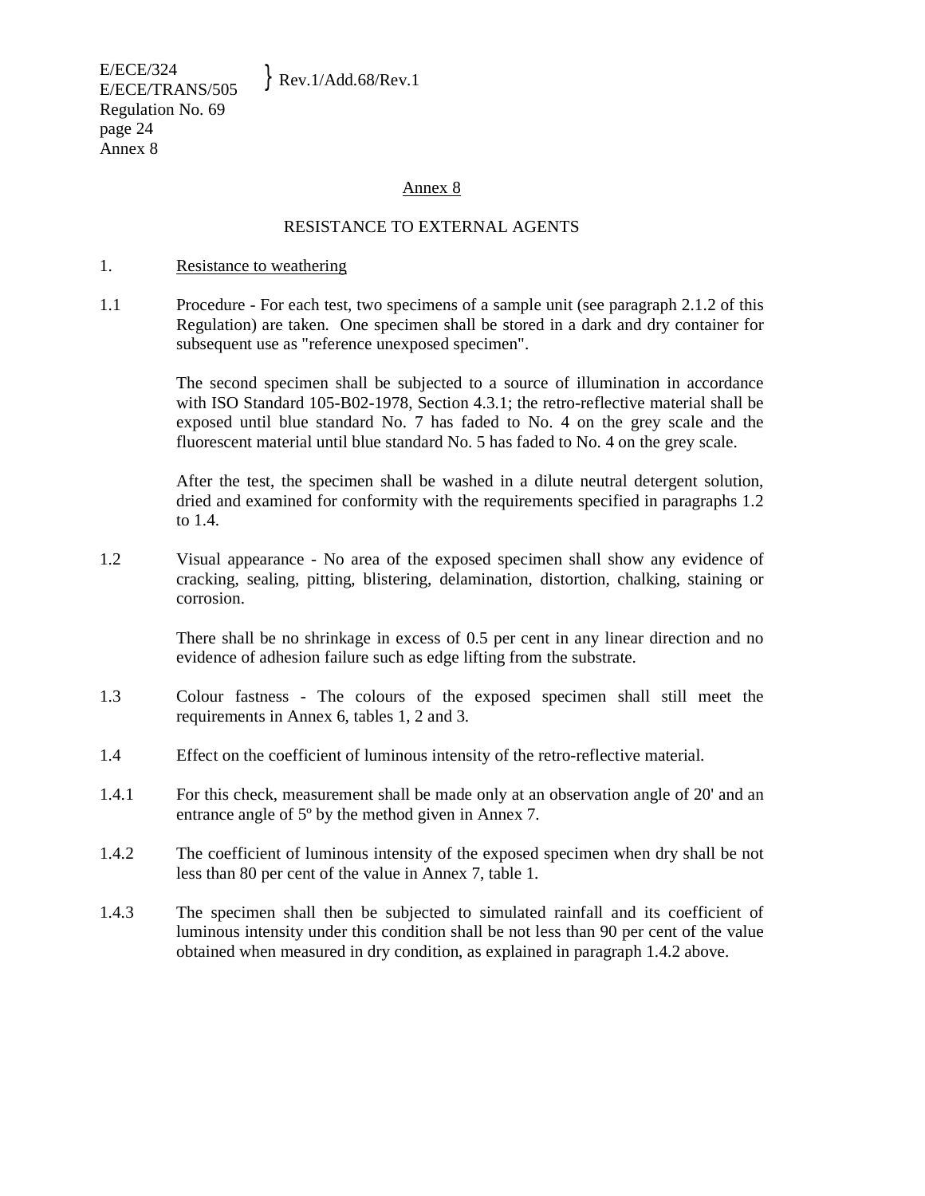# Annex 8

## RESISTANCE TO EXTERNAL AGENTS

1. Resistance to weathering

1.1 Procedure - For each test, two specimens of a sample unit (see paragraph 2.1.2 of this Regulation) are taken. One specimen shall be stored in a dark and dry container for subsequent use as "reference unexposed specimen".

The second specimen shall be subjected to a source of illumination in accordance with ISO Standard 105-B02-1978, Section 4.3.1; the retro-reflective material shall be exposed until blue standard No. 7 has faded to No. 4 on the grey scale and the fluorescent material until blue standard No. 5 has faded to No. 4 on the grey scale.

After the test, the specimen shall be washed in a dilute neutral detergent solution, dried and examined for conformity with the requirements specified in paragraphs 1.2 to 1.4.

1.2 Visual appearance - No area of the exposed specimen shall show any evidence of cracking, sealing, pitting, blistering, delamination, distortion, chalking, staining or corrosion.

There shall be no shrinkage in excess of 0.5 per cent in any linear direction and no evidence of adhesion failure such as edge lifting from the substrate.

1.3 Colour fastness - The colours of the exposed specimen shall still meet the requirements in Annex 6, tables 1, 2 and 3.

1.4 Effect on the coefficient of luminous intensity of the retro-reflective material.

1.4.1 For this check, measurement shall be made only at an observation angle of 20' and an entrance angle of 5º by the method given in Annex 7.

1.4.2 The coefficient of luminous intensity of the exposed specimen when dry shall be not less than 80 per cent of the value in Annex 7, table 1.

1.4.3 The specimen shall then be subjected to simulated rainfall and its coefficient of luminous intensity under this condition shall be not less than 90 per cent of the value obtained when measured in dry condition, as explained in paragraph 1.4.2 above.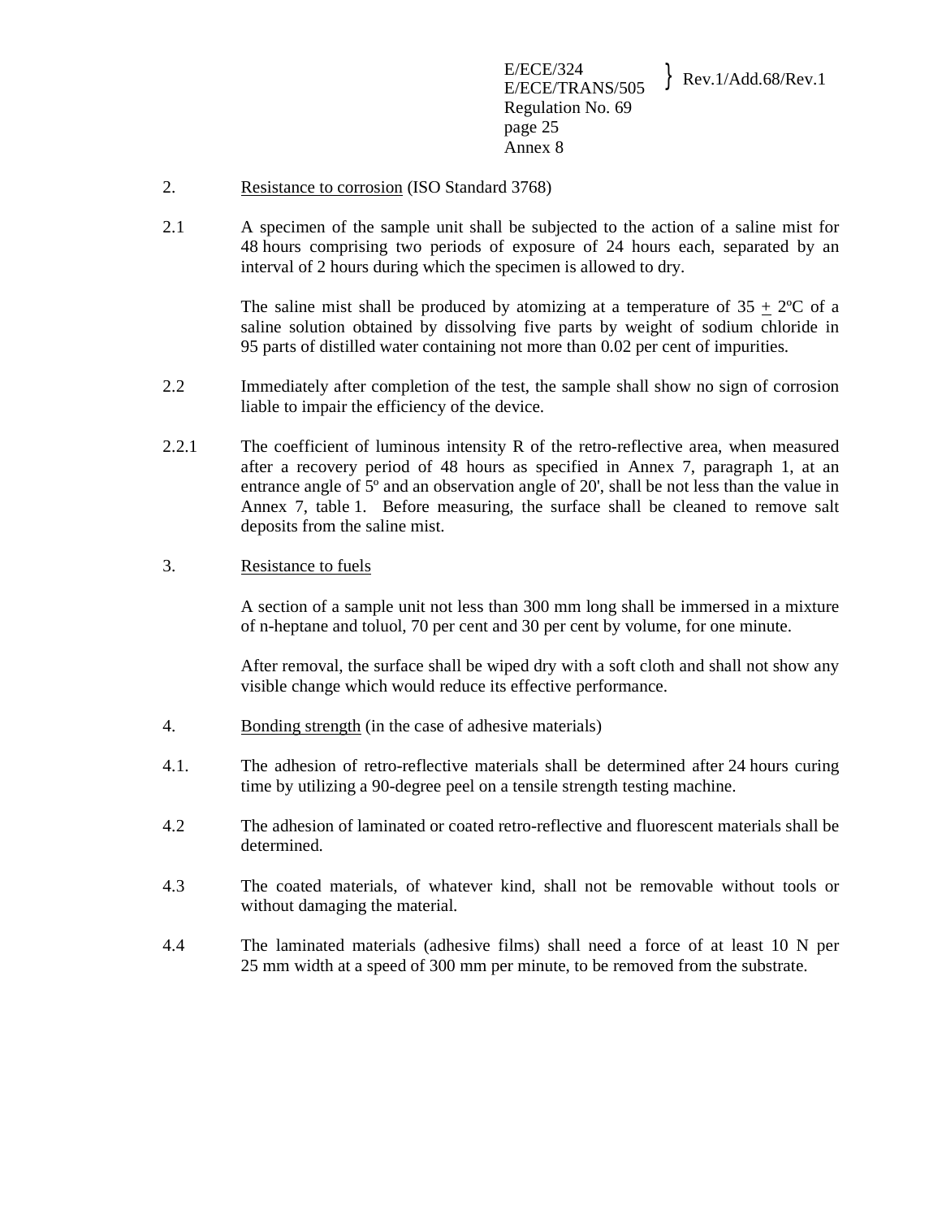2. Resistance to corrosion (ISO Standard 3768)

2.1 A specimen of the sample unit shall be subjected to the action of a saline mist for 48 hours comprising two periods of exposure of 24 hours each, separated by an interval of 2 hours during which the specimen is allowed to dry.

The saline mist shall be produced by atomizing at a temperature of 35 $\pm$ 2ºC of a saline solution obtained by dissolving five parts by weight of sodium chloride in 95 parts of distilled water containing not more than 0.02 per cent of impurities.

2.2 Immediately after completion of the test, the sample shall show no sign of corrosion liable to impair the efficiency of the device.

2.2.1 The coefficient of luminous intensity R of the retro-reflective area, when measured after a recovery period of 48 hours as specified in Annex 7, paragraph 1, at an entrance angle of 5º and an observation angle of 20', shall be not less than the value in Annex 7, table 1. Before measuring, the surface shall be cleaned to remove salt deposits from the saline mist.

3. Resistance to fuels

A section of a sample unit not less than 300 mm long shall be immersed in a mixture of n-heptane and toluol, 70 per cent and 30 per cent by volume, for one minute.

After removal, the surface shall be wiped dry with a soft cloth and shall not show any visible change which would reduce its effective performance.

4. Bonding strength (in the case of adhesive materials)

4.1. The adhesion of retro-reflective materials shall be determined after 24 hours curing time by utilizing a 90-degree peel on a tensile strength testing machine.

4.2 The adhesion of laminated or coated retro-reflective and fluorescent materials shall be determined.

4.3 The coated materials, of whatever kind, shall not be removable without tools or without damaging the material.

4.4 The laminated materials (adhesive films) shall need a force of at least 10 N per 25 mm width at a speed of 300 mm per minute, to be removed from the substrate.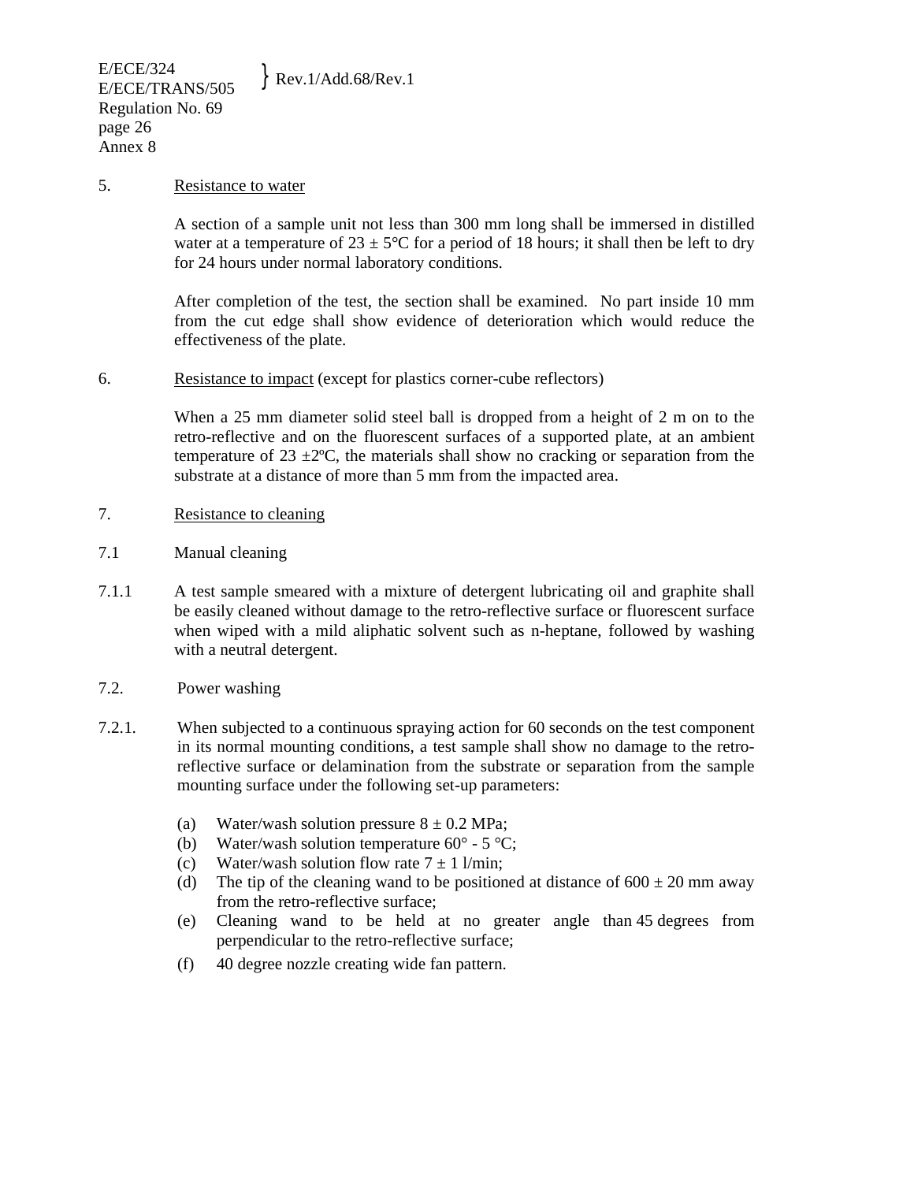5. <u>Resistance to water</u>

A section of a sample unit not less than 300 mm long shall be immersed in distilled water at a temperature of 23 ± 5°C for a period of 18 hours; it shall then be left to dry for 24 hours under normal laboratory conditions.

After completion of the test, the section shall be examined. No part inside 10 mm from the cut edge shall show evidence of deterioration which would reduce the effectiveness of the plate.

6. <u>Resistance to impact</u> (except for plastics corner-cube reflectors)

When a 25 mm diameter solid steel ball is dropped from a height of 2 m on to the retro-reflective and on the fluorescent surfaces of a supported plate, at an ambient temperature of 23 ±2ºC, the materials shall show no cracking or separation from the substrate at a distance of more than 5 mm from the impacted area.

7. <u>Resistance to cleaning</u>

7.1 Manual cleaning

7.1.1 A test sample smeared with a mixture of detergent lubricating oil and graphite shall be easily cleaned without damage to the retro-reflective surface or fluorescent surface when wiped with a mild aliphatic solvent such as n-heptane, followed by washing with a neutral detergent.

7.2. Power washing

7.2.1. When subjected to a continuous spraying action for 60 seconds on the test component in its normal mounting conditions, a test sample shall show no damage to the retro-reflective surface or delamination from the substrate or separation from the sample mounting surface under the following set-up parameters:

(a) Water/wash solution pressure 8 ± 0.2 MPa;
(b) Water/wash solution temperature 60° - 5 °C;
(c) Water/wash solution flow rate 7 ± 1 l/min;
(d) The tip of the cleaning wand to be positioned at distance of 600 ± 20 mm away from the retro-reflective surface;
(e) Cleaning wand to be held at no greater angle than 45 degrees from perpendicular to the retro-reflective surface;
(f) 40 degree nozzle creating wide fan pattern.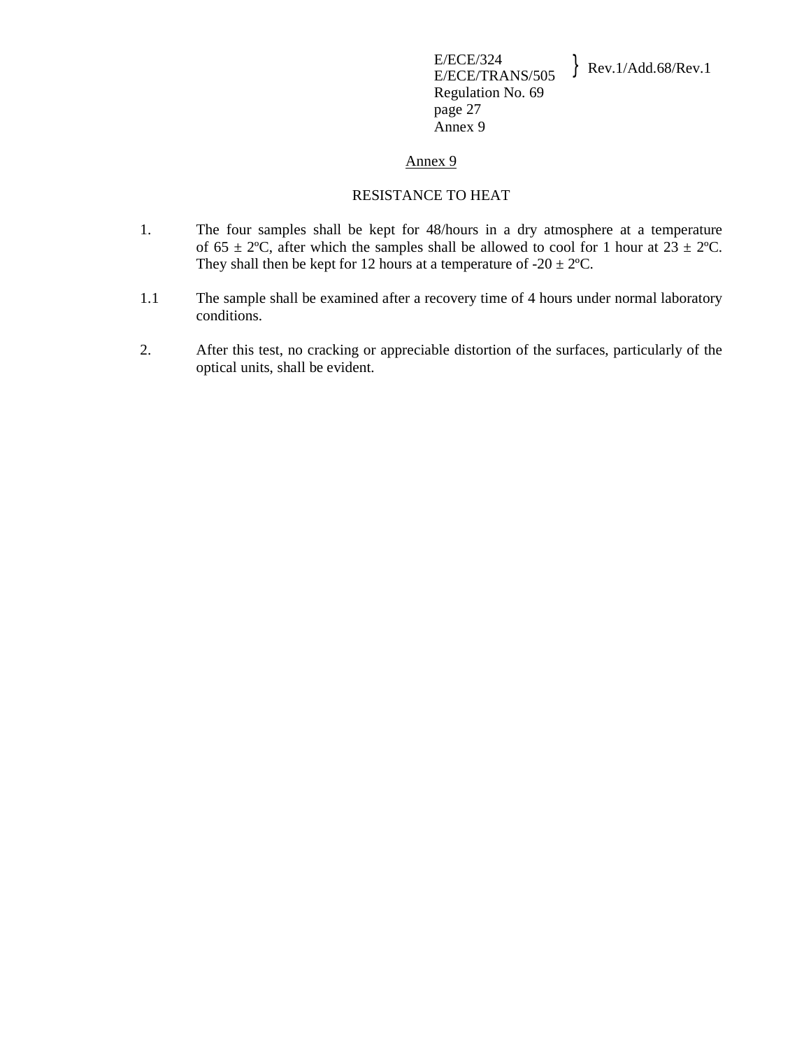# Annex 9

## RESISTANCE TO HEAT

1. The four samples shall be kept for 48/hours in a dry atmosphere at a temperature of 65 ± 2ºC, after which the samples shall be allowed to cool for 1 hour at 23 ± 2ºC. They shall then be kept for 12 hours at a temperature of -20 ± 2ºC.

1.1 The sample shall be examined after a recovery time of 4 hours under normal laboratory conditions.

2. After this test, no cracking or appreciable distortion of the surfaces, particularly of the optical units, shall be evident.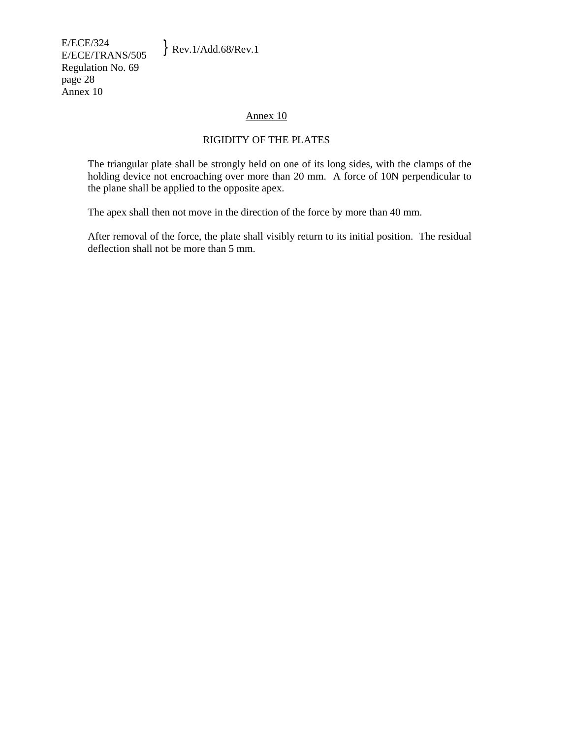# Annex 10

## RIGIDITY OF THE PLATES

The triangular plate shall be strongly held on one of its long sides, with the clamps of the holding device not encroaching over more than 20 mm. A force of 10N perpendicular to the plane shall be applied to the opposite apex.

The apex shall then not move in the direction of the force by more than 40 mm.

After removal of the force, the plate shall visibly return to its initial position. The residual deflection shall not be more than 5 mm.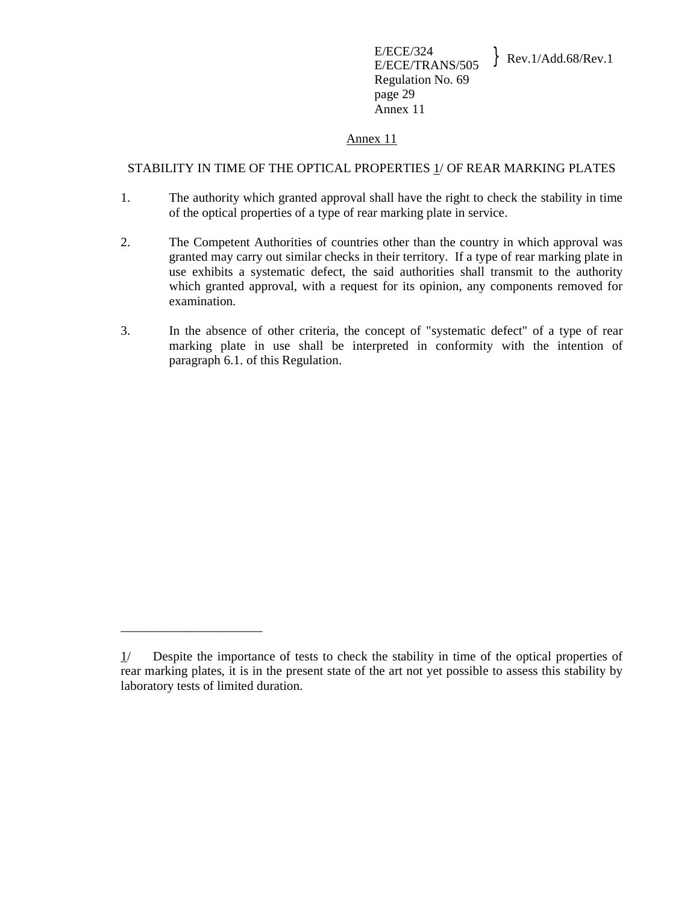## Annex 11

### STABILITY IN TIME OF THE OPTICAL PROPERTIES 1/ OF REAR MARKING PLATES

1. The authority which granted approval shall have the right to check the stability in time of the optical properties of a type of rear marking plate in service.

2. The Competent Authorities of countries other than the country in which approval was granted may carry out similar checks in their territory. If a type of rear marking plate in use exhibits a systematic defect, the said authorities shall transmit to the authority which granted approval, with a request for its opinion, any components removed for examination.

3. In the absence of other criteria, the concept of "systematic defect" of a type of rear marking plate in use shall be interpreted in conformity with the intention of paragraph 6.1. of this Regulation.

---

1/ Despite the importance of tests to check the stability in time of the optical properties of rear marking plates, it is in the present state of the art not yet possible to assess this stability by laboratory tests of limited duration.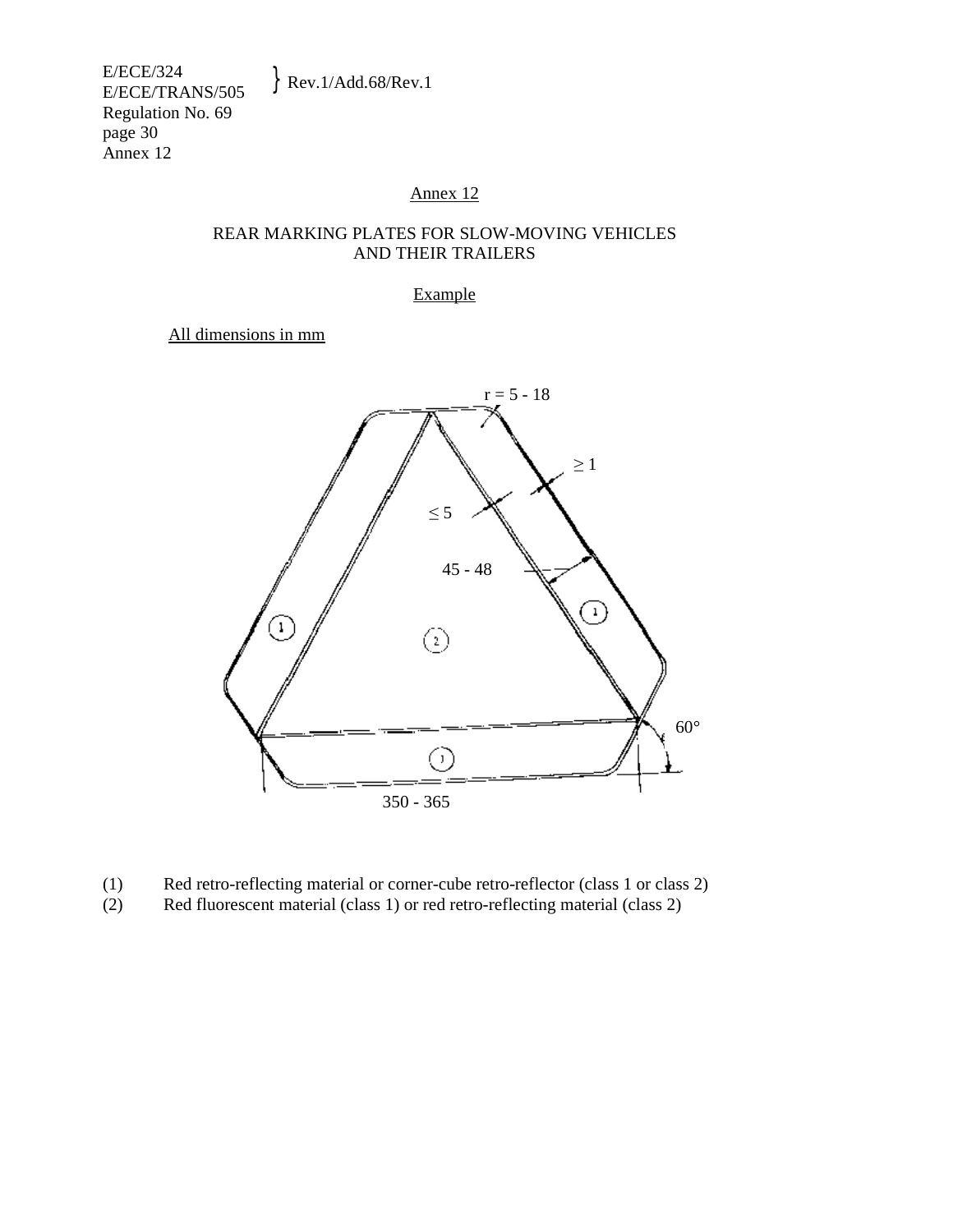## Annex 12

### REAR MARKING PLATES FOR SLOW-MOVING VEHICLES AND THEIR TRAILERS

Example

All dimensions in mm

r = 5 - 18

≥ 1

≤ 5

45 - 48

60°

350 - 365

(1) Red retro-reflecting material or corner-cube retro-reflector (class 1 or class 2)

(2) Red fluorescent material (class 1) or red retro-reflecting material (class 2)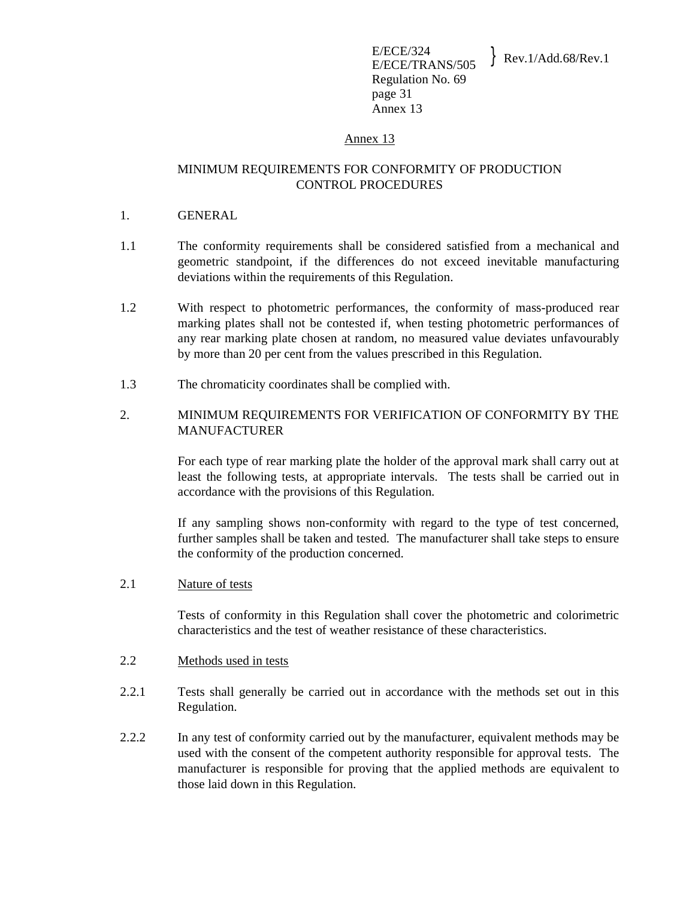## Annex 13

## MINIMUM REQUIREMENTS FOR CONFORMITY OF PRODUCTION CONTROL PROCEDURES

1. GENERAL

1.1 The conformity requirements shall be considered satisfied from a mechanical and geometric standpoint, if the differences do not exceed inevitable manufacturing deviations within the requirements of this Regulation.

1.2 With respect to photometric performances, the conformity of mass-produced rear marking plates shall not be contested if, when testing photometric performances of any rear marking plate chosen at random, no measured value deviates unfavourably by more than 20 per cent from the values prescribed in this Regulation.

1.3 The chromaticity coordinates shall be complied with.

2. MINIMUM REQUIREMENTS FOR VERIFICATION OF CONFORMITY BY THE MANUFACTURER

For each type of rear marking plate the holder of the approval mark shall carry out at least the following tests, at appropriate intervals. The tests shall be carried out in accordance with the provisions of this Regulation.

If any sampling shows non-conformity with regard to the type of test concerned, further samples shall be taken and tested. The manufacturer shall take steps to ensure the conformity of the production concerned.

2.1 Nature of tests

Tests of conformity in this Regulation shall cover the photometric and colorimetric characteristics and the test of weather resistance of these characteristics.

2.2 Methods used in tests

2.2.1 Tests shall generally be carried out in accordance with the methods set out in this Regulation.

2.2.2 In any test of conformity carried out by the manufacturer, equivalent methods may be used with the consent of the competent authority responsible for approval tests. The manufacturer is responsible for proving that the applied methods are equivalent to those laid down in this Regulation.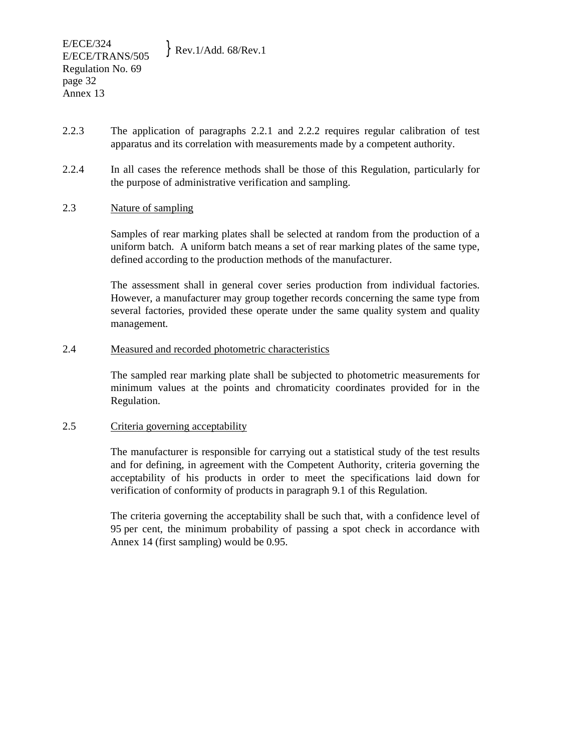2.2.3 The application of paragraphs 2.2.1 and 2.2.2 requires regular calibration of test apparatus and its correlation with measurements made by a competent authority.

2.2.4 In all cases the reference methods shall be those of this Regulation, particularly for the purpose of administrative verification and sampling.

2.3 Nature of sampling

Samples of rear marking plates shall be selected at random from the production of a uniform batch. A uniform batch means a set of rear marking plates of the same type, defined according to the production methods of the manufacturer.

The assessment shall in general cover series production from individual factories. However, a manufacturer may group together records concerning the same type from several factories, provided these operate under the same quality system and quality management.

2.4 Measured and recorded photometric characteristics

The sampled rear marking plate shall be subjected to photometric measurements for minimum values at the points and chromaticity coordinates provided for in the Regulation.

2.5 Criteria governing acceptability

The manufacturer is responsible for carrying out a statistical study of the test results and for defining, in agreement with the Competent Authority, criteria governing the acceptability of his products in order to meet the specifications laid down for verification of conformity of products in paragraph 9.1 of this Regulation.

The criteria governing the acceptability shall be such that, with a confidence level of 95 per cent, the minimum probability of passing a spot check in accordance with Annex 14 (first sampling) would be 0.95.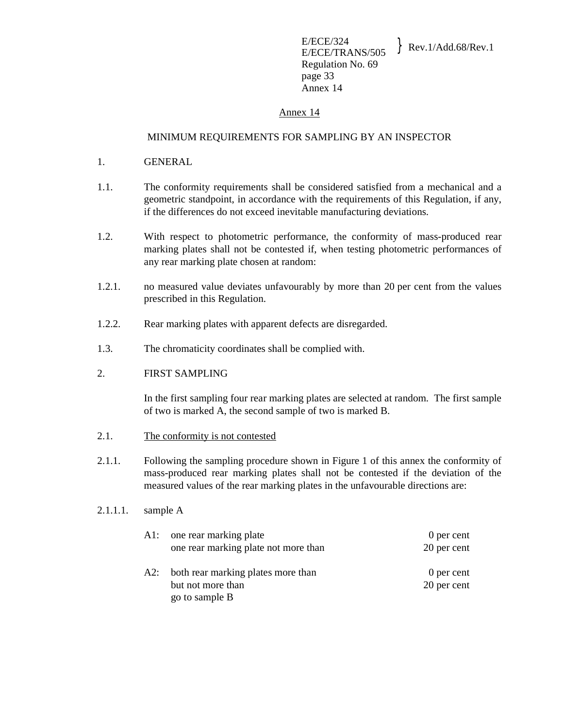## Annex 14

## MINIMUM REQUIREMENTS FOR SAMPLING BY AN INSPECTOR

1. GENERAL

1.1. The conformity requirements shall be considered satisfied from a mechanical and a geometric standpoint, in accordance with the requirements of this Regulation, if any, if the differences do not exceed inevitable manufacturing deviations.

1.2. With respect to photometric performance, the conformity of mass-produced rear marking plates shall not be contested if, when testing photometric performances of any rear marking plate chosen at random:

1.2.1. no measured value deviates unfavourably by more than 20 per cent from the values prescribed in this Regulation.

1.2.2. Rear marking plates with apparent defects are disregarded.

1.3. The chromaticity coordinates shall be complied with.

2. FIRST SAMPLING

In the first sampling four rear marking plates are selected at random. The first sample of two is marked A, the second sample of two is marked B.

2.1. The conformity is not contested

2.1.1. Following the sampling procedure shown in Figure 1 of this annex the conformity of mass-produced rear marking plates shall not be contested if the deviation of the measured values of the rear marking plates in the unfavourable directions are:

2.1.1.1. sample A

| | | |
|---|---|---|
| A1: | one rear marking plate | 0 per cent |
| | one rear marking plate not more than | 20 per cent |
| A2: | both rear marking plates more than | 0 per cent |
| | but not more than | 20 per cent |
| | go to sample B | |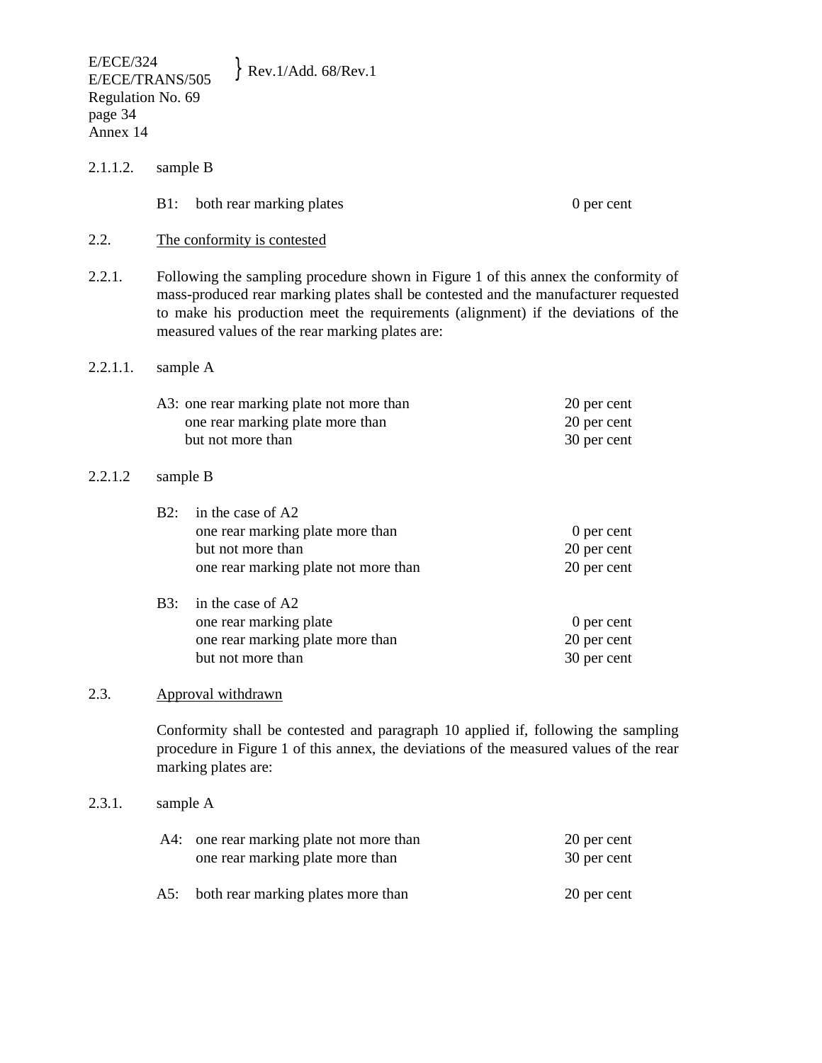2.1.1.2. sample B

| | | |
|---|---|---|
| B1: | both rear marking plates | 0 per cent |

2.2. <u>The conformity is contested</u>

2.2.1. Following the sampling procedure shown in Figure 1 of this annex the conformity of mass-produced rear marking plates shall be contested and the manufacturer requested to make his production meet the requirements (alignment) if the deviations of the measured values of the rear marking plates are:

2.2.1.1. sample A

| | | |
|---|---|---|
| A3: | one rear marking plate not more than | 20 per cent |
| | one rear marking plate more than | 20 per cent |
| | but not more than | 30 per cent |

2.2.1.2 sample B

| | | |
|---|---|---|
| B2: | in the case of A2 | |
| | one rear marking plate more than | 0 per cent |
| | but not more than | 20 per cent |
| | one rear marking plate not more than | 20 per cent |
| B3: | in the case of A2 | |
| | one rear marking plate | 0 per cent |
| | one rear marking plate more than | 20 per cent |
| | but not more than | 30 per cent |

2.3. <u>Approval withdrawn</u>

Conformity shall be contested and paragraph 10 applied if, following the sampling procedure in Figure 1 of this annex, the deviations of the measured values of the rear marking plates are:

2.3.1. sample A

| | | |
|---|---|---|
| A4: | one rear marking plate not more than | 20 per cent |
| | one rear marking plate more than | 30 per cent |
| A5: | both rear marking plates more than | 20 per cent |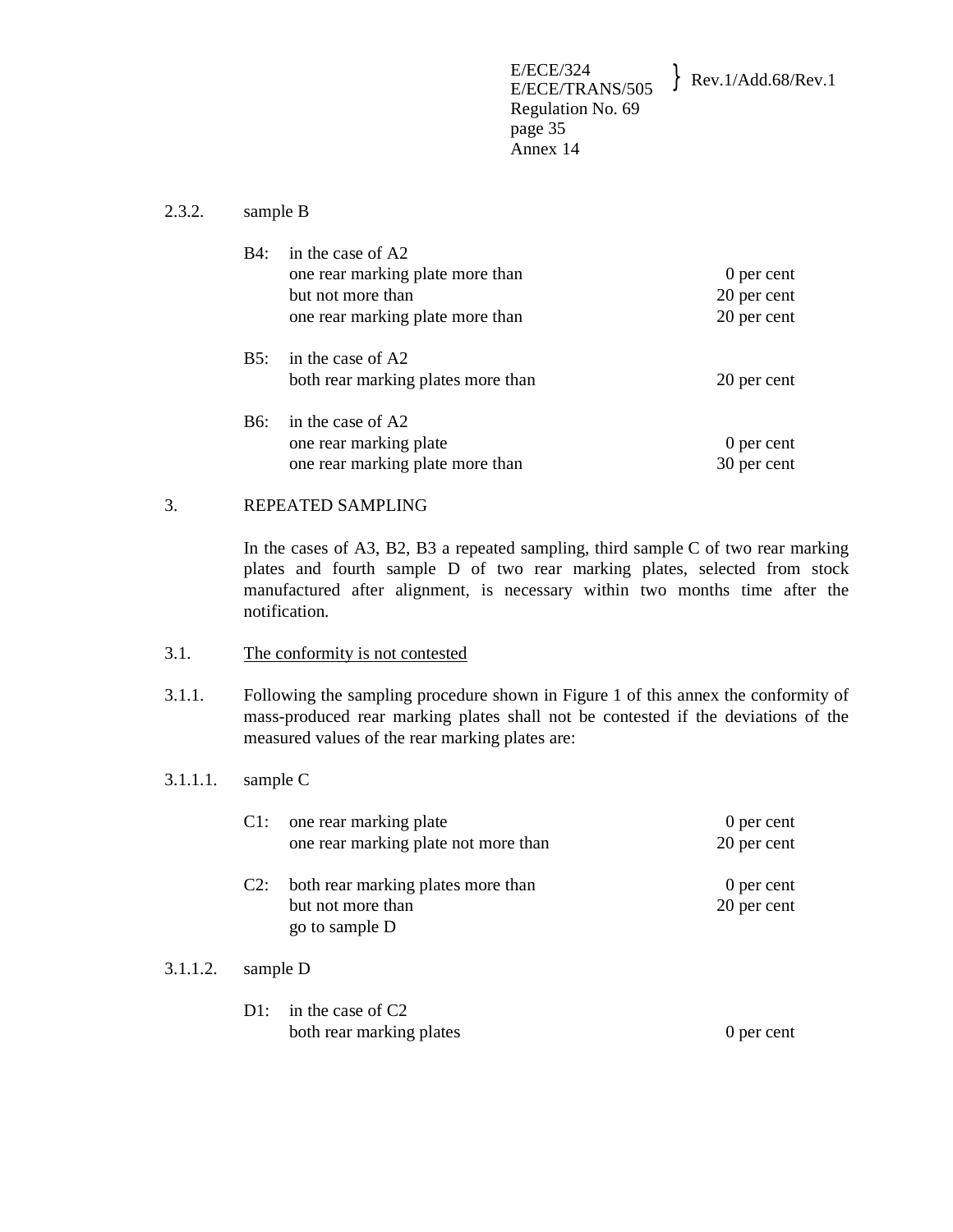2.3.2. sample B

| | | |
|---|---|---|
| B4: | in the case of A2 | |
| | one rear marking plate more than | 0 per cent |
| | but not more than | 20 per cent |
| | one rear marking plate more than | 20 per cent |
| B5: | in the case of A2 | |
| | both rear marking plates more than | 20 per cent |
| B6: | in the case of A2 | |
| | one rear marking plate | 0 per cent |
| | one rear marking plate more than | 30 per cent |

3. REPEATED SAMPLING

In the cases of A3, B2, B3 a repeated sampling, third sample C of two rear marking plates and fourth sample D of two rear marking plates, selected from stock manufactured after alignment, is necessary within two months time after the notification.

3.1. <u>The conformity is not contested</u>

3.1.1. Following the sampling procedure shown in Figure 1 of this annex the conformity of mass-produced rear marking plates shall not be contested if the deviations of the measured values of the rear marking plates are:

3.1.1.1. sample C

| | | |
|---|---|---|
| C1: | one rear marking plate | 0 per cent |
| | one rear marking plate not more than | 20 per cent |
| C2: | both rear marking plates more than | 0 per cent |
| | but not more than | 20 per cent |
| | go to sample D | |

3.1.1.2. sample D

| | | |
|---|---|---|
| D1: | in the case of C2 | |
| | both rear marking plates | 0 per cent |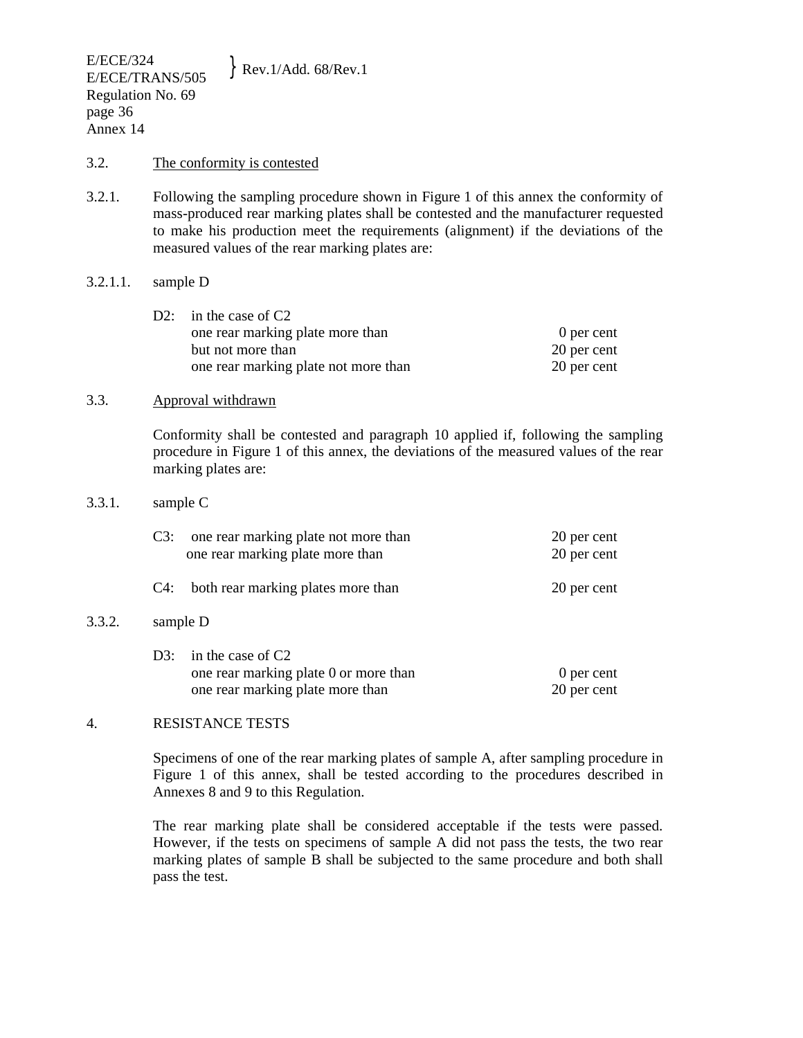3.2. <u>The conformity is contested</u>

3.2.1. Following the sampling procedure shown in Figure 1 of this annex the conformity of mass-produced rear marking plates shall be contested and the manufacturer requested to make his production meet the requirements (alignment) if the deviations of the measured values of the rear marking plates are:

3.2.1.1. sample D

| | | |
|---|---|---|
| D2: | in the case of C2 | |
| | one rear marking plate more than | 0 per cent |
| | but not more than | 20 per cent |
| | one rear marking plate not more than | 20 per cent |

3.3. <u>Approval withdrawn</u>

Conformity shall be contested and paragraph 10 applied if, following the sampling procedure in Figure 1 of this annex, the deviations of the measured values of the rear marking plates are:

3.3.1. sample C

| | | |
|---|---|---|
| C3: | one rear marking plate not more than | 20 per cent |
| | one rear marking plate more than | 20 per cent |
| C4: | both rear marking plates more than | 20 per cent |

3.3.2. sample D

| | | |
|---|---|---|
| D3: | in the case of C2 | |
| | one rear marking plate 0 or more than | 0 per cent |
| | one rear marking plate more than | 20 per cent |

4. RESISTANCE TESTS

Specimens of one of the rear marking plates of sample A, after sampling procedure in Figure 1 of this annex, shall be tested according to the procedures described in Annexes 8 and 9 to this Regulation.

The rear marking plate shall be considered acceptable if the tests were passed. However, if the tests on specimens of sample A did not pass the tests, the two rear marking plates of sample B shall be subjected to the same procedure and both shall pass the test.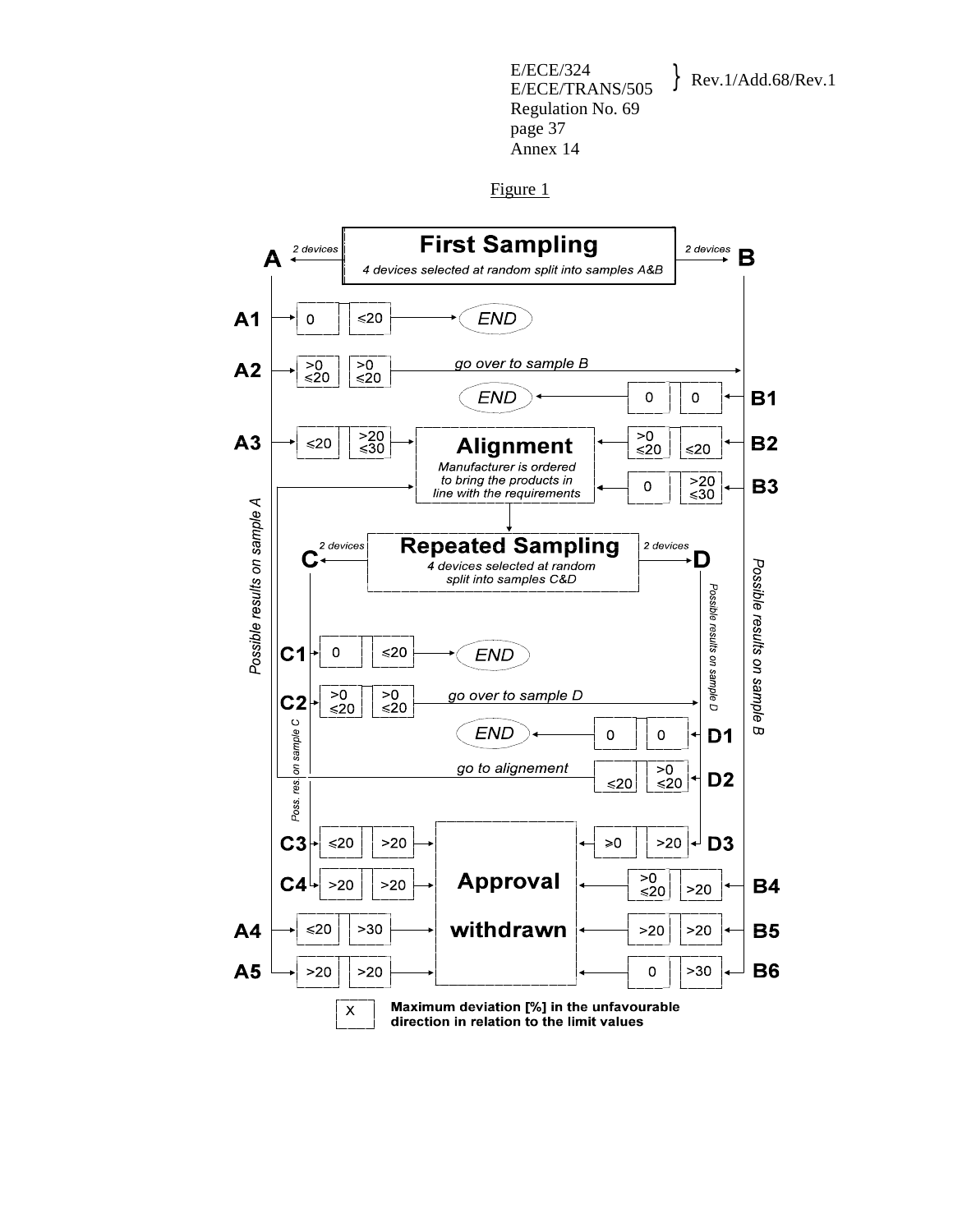Figure 1

**First Sampling**

*4 devices selected at random split into samples A&B*

A ← 2 devices | 2 devices → B

*Possible results on sample A* / *Possible results on sample B*

| Result | Device 1 | Device 2 | Outcome |
|---|---|---|---|
| A1 | 0 | ≤20 | END |
| A2 | >0 ≤20 | >0 ≤20 | go over to sample B |
| B1 | 0 | 0 | END |
| A3 | ≤20 | >20 ≤30 | Alignment |
| B2 | >0 ≤20 | ≤20 | Alignment |
| B3 | 0 | >20 ≤30 | Alignment |
| A4 | ≤20 | >30 | Approval withdrawn |
| A5 | >20 | >20 | Approval withdrawn |
| B4 | >0 ≤20 | >20 | Approval withdrawn |
| B5 | >20 | >20 | Approval withdrawn |
| B6 | 0 | >30 | Approval withdrawn |

**Alignment**

*Manufacturer is ordered to bring the products in line with the requirements*

↓

**Repeated Sampling**

*4 devices selected at random split into samples C&D*

C ← 2 devices | 2 devices → D

*Poss. res. on sample C* / *Possible results on sample D*

| Result | Device 1 | Device 2 | Outcome |
|---|---|---|---|
| C1 | 0 | ≤20 | END |
| C2 | >0 ≤20 | >0 ≤20 | go over to sample D |
| D1 | 0 | 0 | END |
| D2 | ≤20 | >0 ≤20 | go to alignement |
| C3 | ≤20 | >20 | Approval withdrawn |
| D3 | ≥0 | >20 | Approval withdrawn |
| C4 | >20 | >20 | Approval withdrawn |

X **Maximum deviation [%] in the unfavourable direction in relation to the limit values**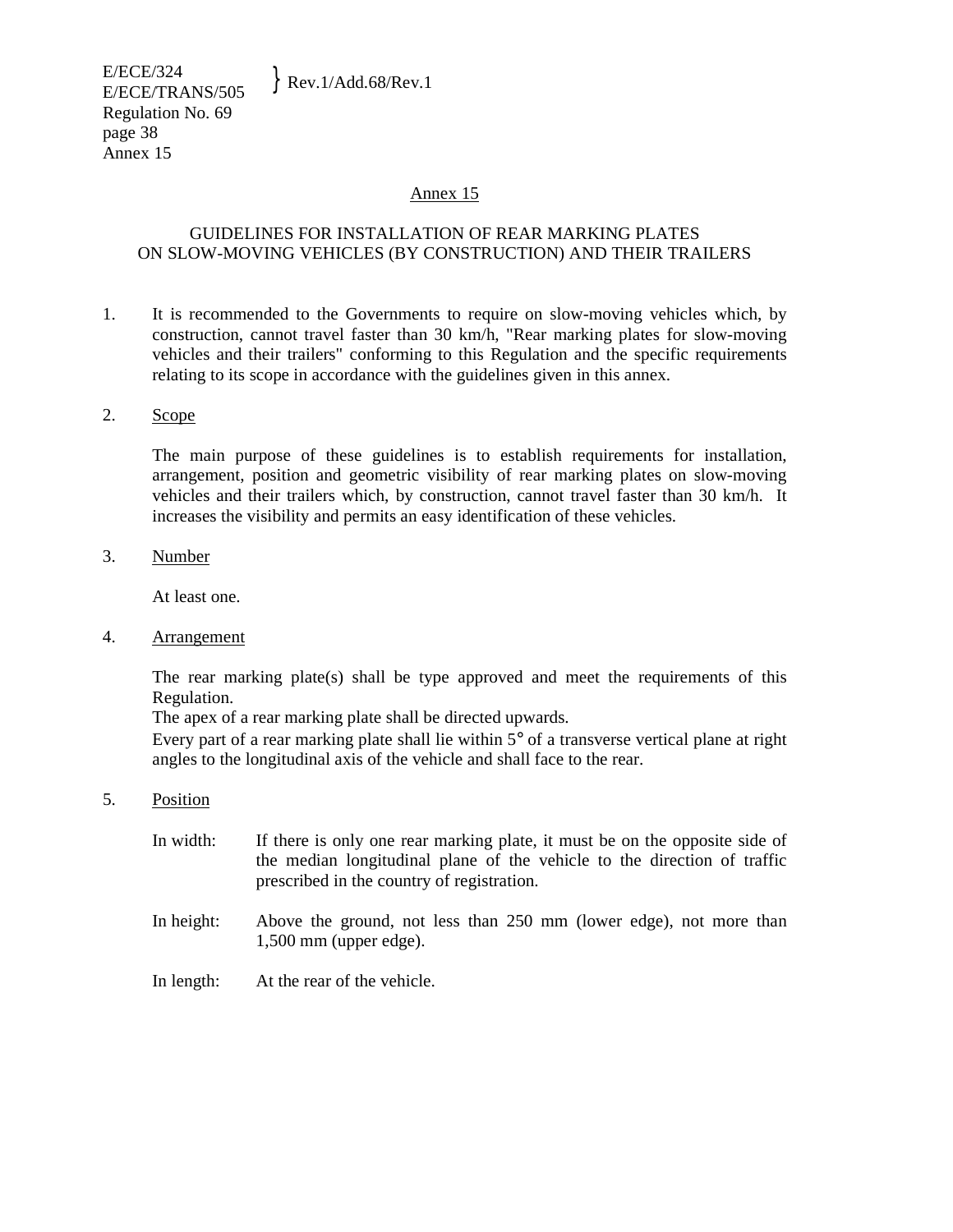## Annex 15

### GUIDELINES FOR INSTALLATION OF REAR MARKING PLATES ON SLOW-MOVING VEHICLES (BY CONSTRUCTION) AND THEIR TRAILERS

1. It is recommended to the Governments to require on slow-moving vehicles which, by construction, cannot travel faster than 30 km/h, "Rear marking plates for slow-moving vehicles and their trailers" conforming to this Regulation and the specific requirements relating to its scope in accordance with the guidelines given in this annex.

2. Scope

   The main purpose of these guidelines is to establish requirements for installation, arrangement, position and geometric visibility of rear marking plates on slow-moving vehicles and their trailers which, by construction, cannot travel faster than 30 km/h. It increases the visibility and permits an easy identification of these vehicles.

3. Number

   At least one.

4. Arrangement

   The rear marking plate(s) shall be type approved and meet the requirements of this Regulation.
   The apex of a rear marking plate shall be directed upwards.
   Every part of a rear marking plate shall lie within 5° of a transverse vertical plane at right angles to the longitudinal axis of the vehicle and shall face to the rear.

5. Position

   In width: If there is only one rear marking plate, it must be on the opposite side of the median longitudinal plane of the vehicle to the direction of traffic prescribed in the country of registration.

   In height: Above the ground, not less than 250 mm (lower edge), not more than 1,500 mm (upper edge).

   In length: At the rear of the vehicle.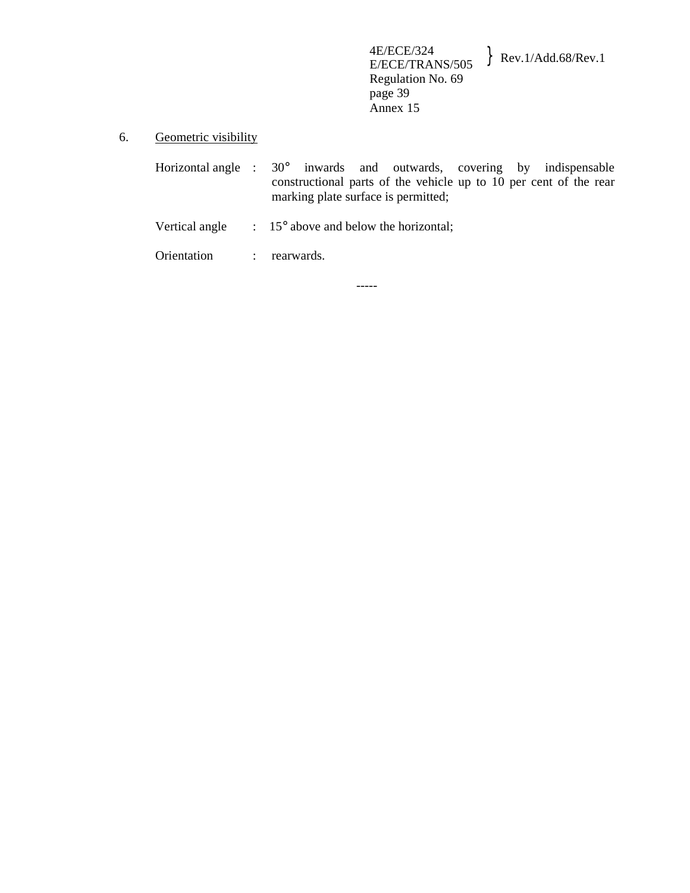6. Geometric visibility

Horizontal angle : 30° inwards and outwards, covering by indispensable constructional parts of the vehicle up to 10 per cent of the rear marking plate surface is permitted;

Vertical angle : 15° above and below the horizontal;

Orientation : rearwards.

-----